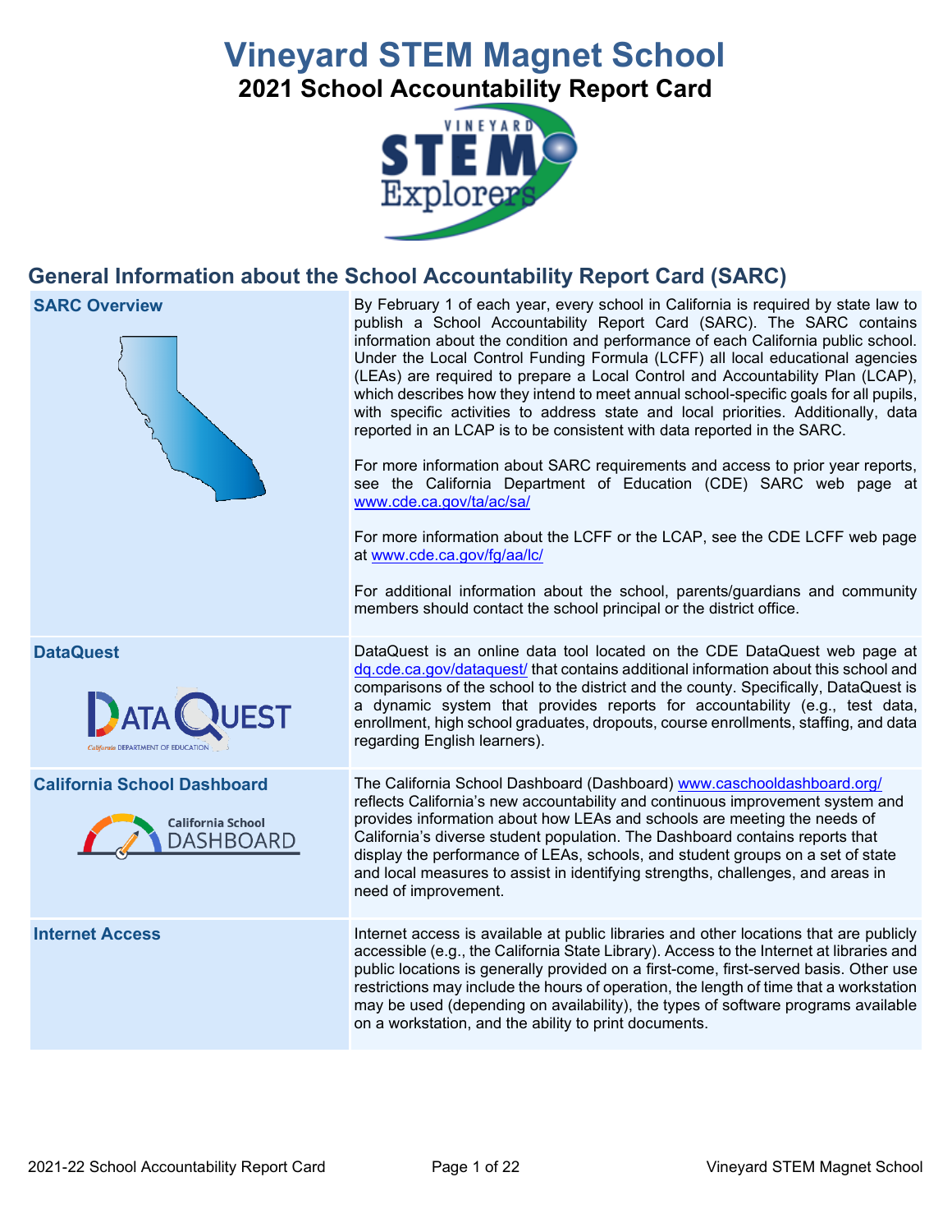# Vineyard STEM Magnet School

## 2021 School Accountability Report Card

## General Information about the School Accountability Report Card (SARC)

| | |
|---|---|
| **SARC Overview** | By February 1 of each year, every school in California is required by state law to publish a School Accountability Report Card (SARC). The SARC contains information about the condition and performance of each California public school. Under the Local Control Funding Formula (LCFF) all local educational agencies (LEAs) are required to prepare a Local Control and Accountability Plan (LCAP), which describes how they intend to meet annual school-specific goals for all pupils, with specific activities to address state and local priorities. Additionally, data reported in an LCAP is to be consistent with data reported in the SARC.<br><br>For more information about SARC requirements and access to prior year reports, see the California Department of Education (CDE) SARC web page at www.cde.ca.gov/ta/ac/sa/<br><br>For more information about the LCFF or the LCAP, see the CDE LCFF web page at www.cde.ca.gov/fg/aa/lc/<br><br>For additional information about the school, parents/guardians and community members should contact the school principal or the district office. |
| **DataQuest** | DataQuest is an online data tool located on the CDE DataQuest web page at dq.cde.ca.gov/dataquest/ that contains additional information about this school and comparisons of the school to the district and the county. Specifically, DataQuest is a dynamic system that provides reports for accountability (e.g., test data, enrollment, high school graduates, dropouts, course enrollments, staffing, and data regarding English learners). |
| **California School Dashboard** | The California School Dashboard (Dashboard) www.caschooldashboard.org/ reflects California's new accountability and continuous improvement system and provides information about how LEAs and schools are meeting the needs of California's diverse student population. The Dashboard contains reports that display the performance of LEAs, schools, and student groups on a set of state and local measures to assist in identifying strengths, challenges, and areas in need of improvement. |
| **Internet Access** | Internet access is available at public libraries and other locations that are publicly accessible (e.g., the California State Library). Access to the Internet at libraries and public locations is generally provided on a first-come, first-served basis. Other use restrictions may include the hours of operation, the length of time that a workstation may be used (depending on availability), the types of software programs available on a workstation, and the ability to print documents. |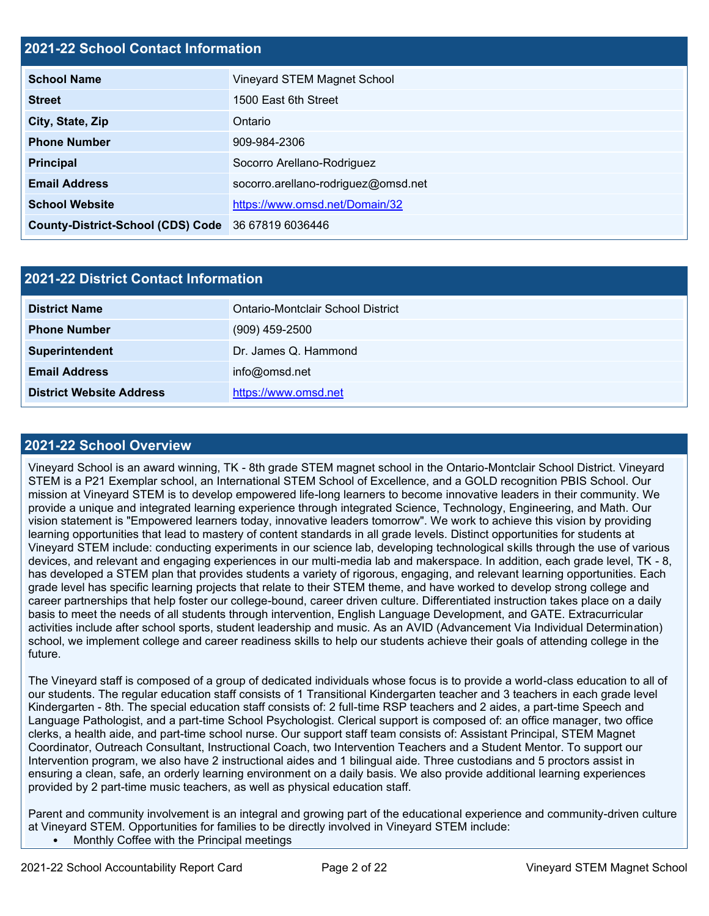## 2021-22 School Contact Information

| | |
|---|---|
| **School Name** | Vineyard STEM Magnet School |
| **Street** | 1500 East 6th Street |
| **City, State, Zip** | Ontario |
| **Phone Number** | 909-984-2306 |
| **Principal** | Socorro Arellano-Rodriguez |
| **Email Address** | socorro.arellano-rodriguez@omsd.net |
| **School Website** | https://www.omsd.net/Domain/32 |
| **County-District-School (CDS) Code** | 36 67819 6036446 |

## 2021-22 District Contact Information

| | |
|---|---|
| **District Name** | Ontario-Montclair School District |
| **Phone Number** | (909) 459-2500 |
| **Superintendent** | Dr. James Q. Hammond |
| **Email Address** | info@omsd.net |
| **District Website Address** | https://www.omsd.net |

## 2021-22 School Overview

Vineyard School is an award winning, TK - 8th grade STEM magnet school in the Ontario-Montclair School District. Vineyard STEM is a P21 Exemplar school, an International STEM School of Excellence, and a GOLD recognition PBIS School. Our mission at Vineyard STEM is to develop empowered life-long learners to become innovative leaders in their community. We provide a unique and integrated learning experience through integrated Science, Technology, Engineering, and Math. Our vision statement is "Empowered learners today, innovative leaders tomorrow". We work to achieve this vision by providing learning opportunities that lead to mastery of content standards in all grade levels. Distinct opportunities for students at Vineyard STEM include: conducting experiments in our science lab, developing technological skills through the use of various devices, and relevant and engaging experiences in our multi-media lab and makerspace. In addition, each grade level, TK - 8, has developed a STEM plan that provides students a variety of rigorous, engaging, and relevant learning opportunities. Each grade level has specific learning projects that relate to their STEM theme, and have worked to develop strong college and career partnerships that help foster our college-bound, career driven culture. Differentiated instruction takes place on a daily basis to meet the needs of all students through intervention, English Language Development, and GATE. Extracurricular activities include after school sports, student leadership and music. As an AVID (Advancement Via Individual Determination) school, we implement college and career readiness skills to help our students achieve their goals of attending college in the future.

The Vineyard staff is composed of a group of dedicated individuals whose focus is to provide a world-class education to all of our students. The regular education staff consists of 1 Transitional Kindergarten teacher and 3 teachers in each grade level Kindergarten - 8th. The special education staff consists of: 2 full-time RSP teachers and 2 aides, a part-time Speech and Language Pathologist, and a part-time School Psychologist. Clerical support is composed of: an office manager, two office clerks, a health aide, and part-time school nurse. Our support staff team consists of: Assistant Principal, STEM Magnet Coordinator, Outreach Consultant, Instructional Coach, two Intervention Teachers and a Student Mentor. To support our Intervention program, we also have 2 instructional aides and 1 bilingual aide. Three custodians and 5 proctors assist in ensuring a clean, safe, an orderly learning environment on a daily basis. We also provide additional learning experiences provided by 2 part-time music teachers, as well as physical education staff.

Parent and community involvement is an integral and growing part of the educational experience and community-driven culture at Vineyard STEM. Opportunities for families to be directly involved in Vineyard STEM include:

- Monthly Coffee with the Principal meetings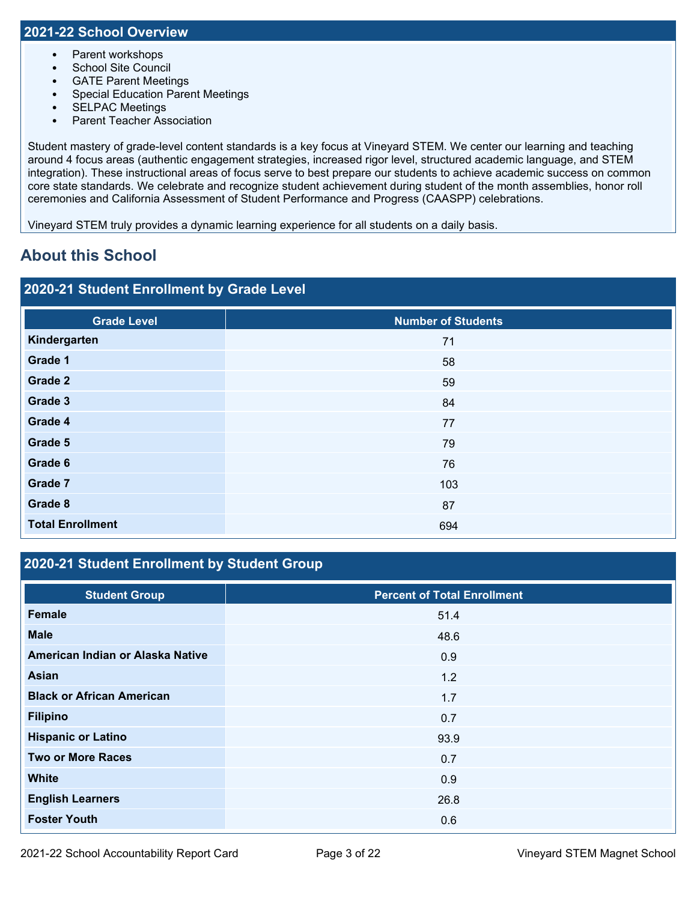## 2021-22 School Overview

- Parent workshops
- School Site Council
- GATE Parent Meetings
- Special Education Parent Meetings
- SELPAC Meetings
- Parent Teacher Association

Student mastery of grade-level content standards is a key focus at Vineyard STEM. We center our learning and teaching around 4 focus areas (authentic engagement strategies, increased rigor level, structured academic language, and STEM integration). These instructional areas of focus serve to best prepare our students to achieve academic success on common core state standards. We celebrate and recognize student achievement during student of the month assemblies, honor roll ceremonies and California Assessment of Student Performance and Progress (CAASPP) celebrations.

Vineyard STEM truly provides a dynamic learning experience for all students on a daily basis.

# About this School

## 2020-21 Student Enrollment by Grade Level

| Grade Level | Number of Students |
|---|---|
| Kindergarten | 71 |
| Grade 1 | 58 |
| Grade 2 | 59 |
| Grade 3 | 84 |
| Grade 4 | 77 |
| Grade 5 | 79 |
| Grade 6 | 76 |
| Grade 7 | 103 |
| Grade 8 | 87 |
| Total Enrollment | 694 |

## 2020-21 Student Enrollment by Student Group

| Student Group | Percent of Total Enrollment |
|---|---|
| Female | 51.4 |
| Male | 48.6 |
| American Indian or Alaska Native | 0.9 |
| Asian | 1.2 |
| Black or African American | 1.7 |
| Filipino | 0.7 |
| Hispanic or Latino | 93.9 |
| Two or More Races | 0.7 |
| White | 0.9 |
| English Learners | 26.8 |
| Foster Youth | 0.6 |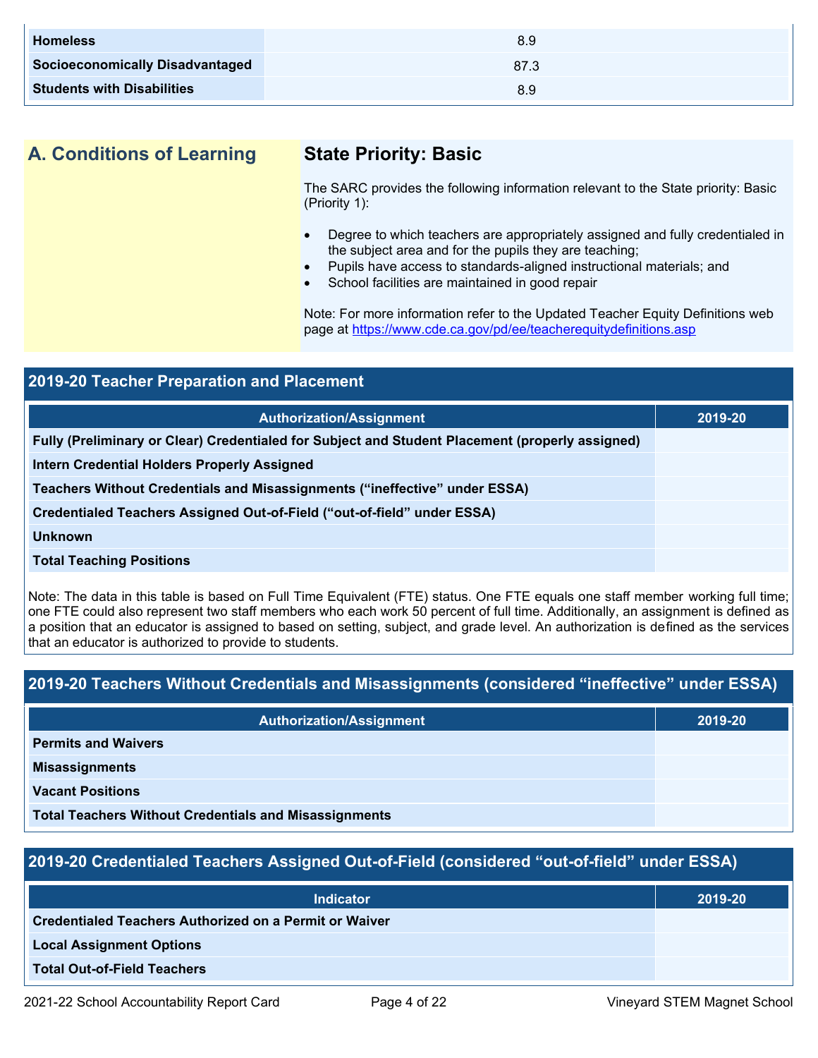| | |
|---|---|
| **Homeless** | 8.9 |
| **Socioeconomically Disadvantaged** | 87.3 |
| **Students with Disabilities** | 8.9 |

## A. Conditions of Learning

### State Priority: Basic

The SARC provides the following information relevant to the State priority: Basic (Priority 1):

- Degree to which teachers are appropriately assigned and fully credentialed in the subject area and for the pupils they are teaching;
- Pupils have access to standards-aligned instructional materials; and
- School facilities are maintained in good repair

Note: For more information refer to the Updated Teacher Equity Definitions web page at https://www.cde.ca.gov/pd/ee/teacherequitydefinitions.asp

### 2019-20 Teacher Preparation and Placement

| Authorization/Assignment | 2019-20 |
|---|---|
| **Fully (Preliminary or Clear) Credentialed for Subject and Student Placement (properly assigned)** | |
| **Intern Credential Holders Properly Assigned** | |
| **Teachers Without Credentials and Misassignments ("ineffective" under ESSA)** | |
| **Credentialed Teachers Assigned Out-of-Field ("out-of-field" under ESSA)** | |
| **Unknown** | |
| **Total Teaching Positions** | |

Note: The data in this table is based on Full Time Equivalent (FTE) status. One FTE equals one staff member working full time; one FTE could also represent two staff members who each work 50 percent of full time. Additionally, an assignment is defined as a position that an educator is assigned to based on setting, subject, and grade level. An authorization is defined as the services that an educator is authorized to provide to students.

### 2019-20 Teachers Without Credentials and Misassignments (considered "ineffective" under ESSA)

| Authorization/Assignment | 2019-20 |
|---|---|
| **Permits and Waivers** | |
| **Misassignments** | |
| **Vacant Positions** | |
| **Total Teachers Without Credentials and Misassignments** | |

### 2019-20 Credentialed Teachers Assigned Out-of-Field (considered "out-of-field" under ESSA)

| Indicator | 2019-20 |
|---|---|
| **Credentialed Teachers Authorized on a Permit or Waiver** | |
| **Local Assignment Options** | |
| **Total Out-of-Field Teachers** | |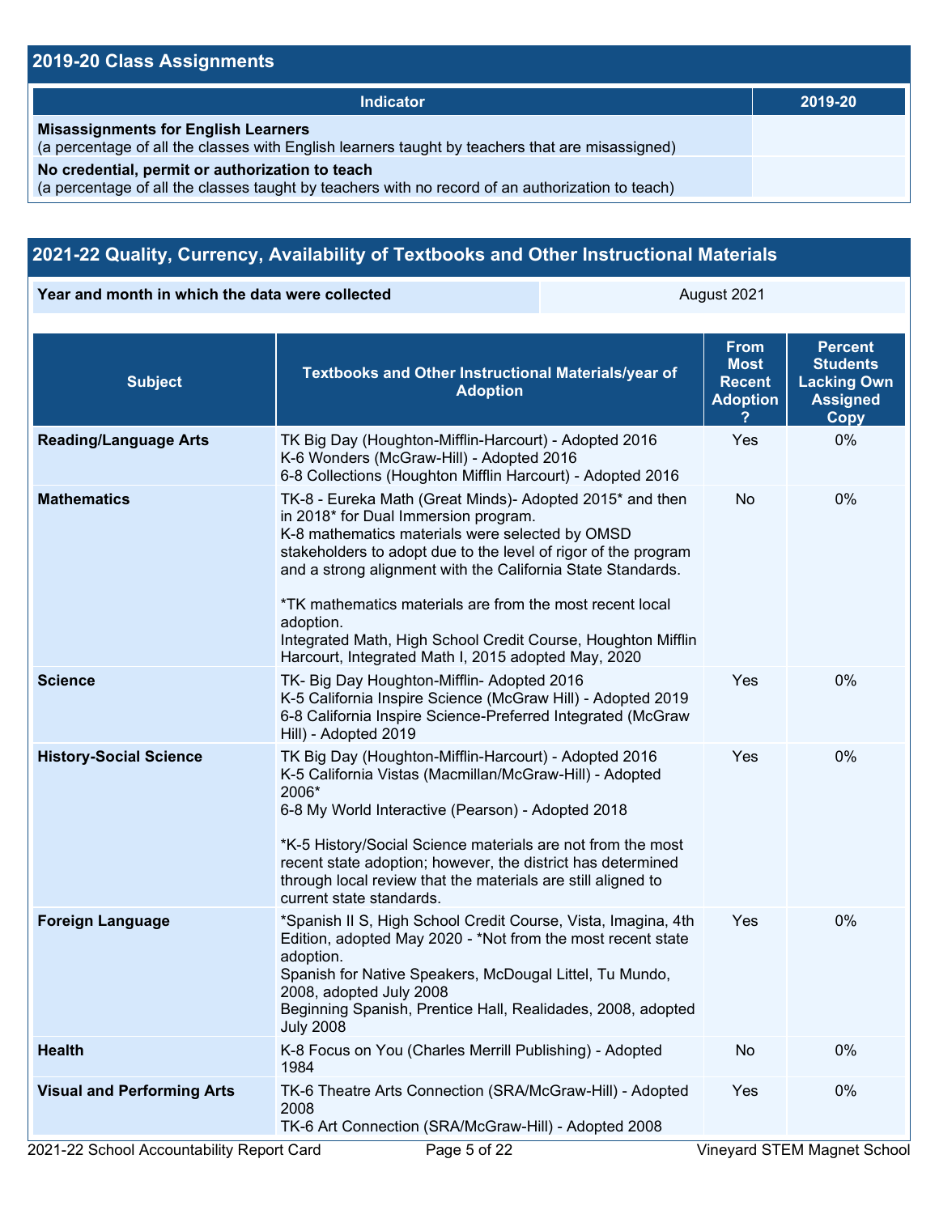## 2019-20 Class Assignments

| Indicator | 2019-20 |
|---|---|
| **Misassignments for English Learners**<br>(a percentage of all the classes with English learners taught by teachers that are misassigned) | |
| **No credential, permit or authorization to teach**<br>(a percentage of all the classes taught by teachers with no record of an authorization to teach) | |

## 2021-22 Quality, Currency, Availability of Textbooks and Other Instructional Materials

| Year and month in which the data were collected | August 2021 |
|---|---|

| Subject | Textbooks and Other Instructional Materials/year of Adoption | From Most Recent Adoption ? | Percent Students Lacking Own Assigned Copy |
|---|---|---|---|
| **Reading/Language Arts** | TK Big Day (Houghton-Mifflin-Harcourt) - Adopted 2016<br>K-6 Wonders (McGraw-Hill) - Adopted 2016<br>6-8 Collections (Houghton Mifflin Harcourt) - Adopted 2016 | Yes | 0% |
| **Mathematics** | TK-8 - Eureka Math (Great Minds)- Adopted 2015* and then in 2018* for Dual Immersion program.<br>K-8 mathematics materials were selected by OMSD stakeholders to adopt due to the level of rigor of the program and a strong alignment with the California State Standards.<br><br>*TK mathematics materials are from the most recent local adoption.<br>Integrated Math, High School Credit Course, Houghton Mifflin Harcourt, Integrated Math I, 2015 adopted May, 2020 | No | 0% |
| **Science** | TK- Big Day Houghton-Mifflin- Adopted 2016<br>K-5 California Inspire Science (McGraw Hill) - Adopted 2019<br>6-8 California Inspire Science-Preferred Integrated (McGraw Hill) - Adopted 2019 | Yes | 0% |
| **History-Social Science** | TK Big Day (Houghton-Mifflin-Harcourt) - Adopted 2016<br>K-5 California Vistas (Macmillan/McGraw-Hill) - Adopted 2006*<br>6-8 My World Interactive (Pearson) - Adopted 2018<br><br>*K-5 History/Social Science materials are not from the most recent state adoption; however, the district has determined through local review that the materials are still aligned to current state standards. | Yes | 0% |
| **Foreign Language** | *Spanish II S, High School Credit Course, Vista, Imagina, 4th Edition, adopted May 2020 - *Not from the most recent state adoption.<br>Spanish for Native Speakers, McDougal Littel, Tu Mundo, 2008, adopted July 2008<br>Beginning Spanish, Prentice Hall, Realidades, 2008, adopted July 2008 | Yes | 0% |
| **Health** | K-8 Focus on You (Charles Merrill Publishing) - Adopted 1984 | No | 0% |
| **Visual and Performing Arts** | TK-6 Theatre Arts Connection (SRA/McGraw-Hill) - Adopted 2008<br>TK-6 Art Connection (SRA/McGraw-Hill) - Adopted 2008 | Yes | 0% |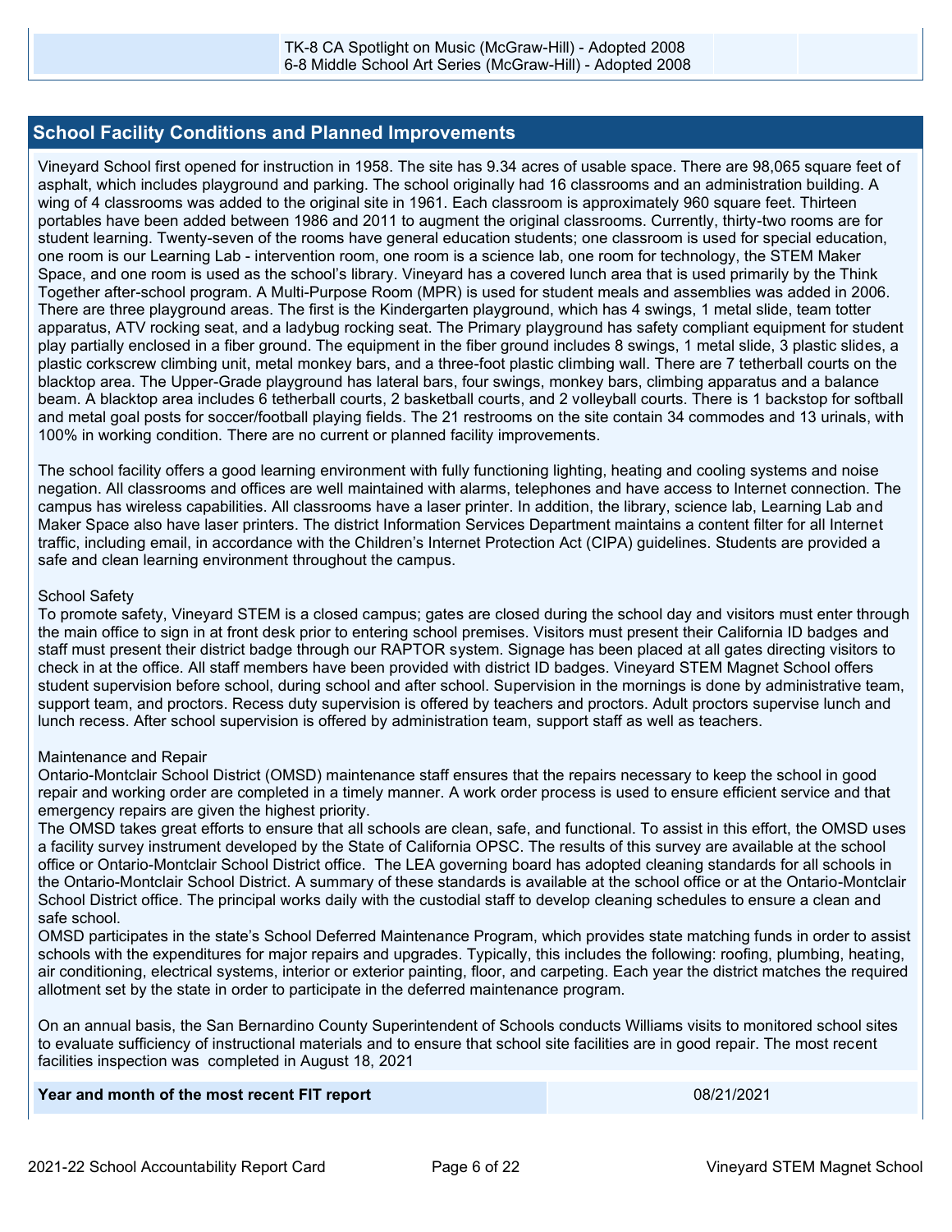| | TK-8 CA Spotlight on Music (McGraw-Hill) - Adopted 2008<br>6-8 Middle School Art Series (McGraw-Hill) - Adopted 2008 | | |
|---|---|---|---|

## School Facility Conditions and Planned Improvements

Vineyard School first opened for instruction in 1958. The site has 9.34 acres of usable space. There are 98,065 square feet of asphalt, which includes playground and parking. The school originally had 16 classrooms and an administration building. A wing of 4 classrooms was added to the original site in 1961. Each classroom is approximately 960 square feet. Thirteen portables have been added between 1986 and 2011 to augment the original classrooms. Currently, thirty-two rooms are for student learning. Twenty-seven of the rooms have general education students; one classroom is used for special education, one room is our Learning Lab - intervention room, one room is a science lab, one room for technology, the STEM Maker Space, and one room is used as the school's library. Vineyard has a covered lunch area that is used primarily by the Think Together after-school program. A Multi-Purpose Room (MPR) is used for student meals and assemblies was added in 2006. There are three playground areas. The first is the Kindergarten playground, which has 4 swings, 1 metal slide, team totter apparatus, ATV rocking seat, and a ladybug rocking seat. The Primary playground has safety compliant equipment for student play partially enclosed in a fiber ground. The equipment in the fiber ground includes 8 swings, 1 metal slide, 3 plastic slides, a plastic corkscrew climbing unit, metal monkey bars, and a three-foot plastic climbing wall. There are 7 tetherball courts on the blacktop area. The Upper-Grade playground has lateral bars, four swings, monkey bars, climbing apparatus and a balance beam. A blacktop area includes 6 tetherball courts, 2 basketball courts, and 2 volleyball courts. There is 1 backstop for softball and metal goal posts for soccer/football playing fields. The 21 restrooms on the site contain 34 commodes and 13 urinals, with 100% in working condition. There are no current or planned facility improvements.

The school facility offers a good learning environment with fully functioning lighting, heating and cooling systems and noise negation. All classrooms and offices are well maintained with alarms, telephones and have access to Internet connection. The campus has wireless capabilities. All classrooms have a laser printer. In addition, the library, science lab, Learning Lab and Maker Space also have laser printers. The district Information Services Department maintains a content filter for all Internet traffic, including email, in accordance with the Children's Internet Protection Act (CIPA) guidelines. Students are provided a safe and clean learning environment throughout the campus.

School Safety
To promote safety, Vineyard STEM is a closed campus; gates are closed during the school day and visitors must enter through the main office to sign in at front desk prior to entering school premises. Visitors must present their California ID badges and staff must present their district badge through our RAPTOR system. Signage has been placed at all gates directing visitors to check in at the office. All staff members have been provided with district ID badges. Vineyard STEM Magnet School offers student supervision before school, during school and after school. Supervision in the mornings is done by administrative team, support team, and proctors. Recess duty supervision is offered by teachers and proctors. Adult proctors supervise lunch and lunch recess. After school supervision is offered by administration team, support staff as well as teachers.

Maintenance and Repair
Ontario-Montclair School District (OMSD) maintenance staff ensures that the repairs necessary to keep the school in good repair and working order are completed in a timely manner. A work order process is used to ensure efficient service and that emergency repairs are given the highest priority.
The OMSD takes great efforts to ensure that all schools are clean, safe, and functional. To assist in this effort, the OMSD uses a facility survey instrument developed by the State of California OPSC. The results of this survey are available at the school office or Ontario-Montclair School District office. The LEA governing board has adopted cleaning standards for all schools in the Ontario-Montclair School District. A summary of these standards is available at the school office or at the Ontario-Montclair School District office. The principal works daily with the custodial staff to develop cleaning schedules to ensure a clean and safe school.
OMSD participates in the state's School Deferred Maintenance Program, which provides state matching funds in order to assist schools with the expenditures for major repairs and upgrades. Typically, this includes the following: roofing, plumbing, heating, air conditioning, electrical systems, interior or exterior painting, floor, and carpeting. Each year the district matches the required allotment set by the state in order to participate in the deferred maintenance program.

On an annual basis, the San Bernardino County Superintendent of Schools conducts Williams visits to monitored school sites to evaluate sufficiency of instructional materials and to ensure that school site facilities are in good repair. The most recent facilities inspection was completed in August 18, 2021

| **Year and month of the most recent FIT report** | 08/21/2021 |
|---|---|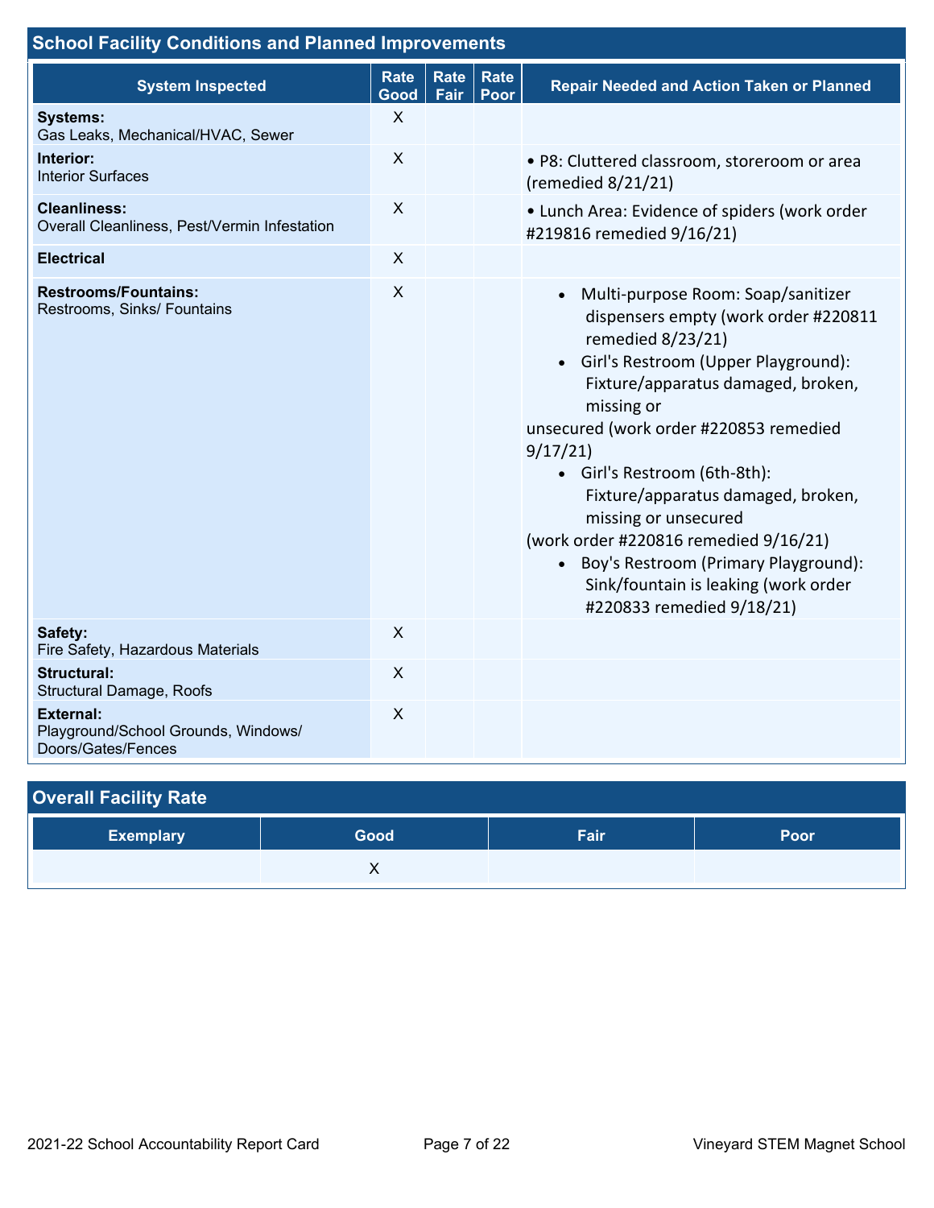## School Facility Conditions and Planned Improvements

| System Inspected | Rate Good | Rate Fair | Rate Poor | Repair Needed and Action Taken or Planned |
|---|---|---|---|---|
| **Systems:** Gas Leaks, Mechanical/HVAC, Sewer | X | | | |
| **Interior:** Interior Surfaces | X | | | • P8: Cluttered classroom, storeroom or area (remedied 8/21/21) |
| **Cleanliness:** Overall Cleanliness, Pest/Vermin Infestation | X | | | • Lunch Area: Evidence of spiders (work order #219816 remedied 9/16/21) |
| **Electrical** | X | | | |
| **Restrooms/Fountains:** Restrooms, Sinks/ Fountains | X | | | • Multi-purpose Room: Soap/sanitizer dispensers empty (work order #220811 remedied 8/23/21) • Girl's Restroom (Upper Playground): Fixture/apparatus damaged, broken, missing or unsecured (work order #220853 remedied 9/17/21) • Girl's Restroom (6th-8th): Fixture/apparatus damaged, broken, missing or unsecured (work order #220816 remedied 9/16/21) • Boy's Restroom (Primary Playground): Sink/fountain is leaking (work order #220833 remedied 9/18/21) |
| **Safety:** Fire Safety, Hazardous Materials | X | | | |
| **Structural:** Structural Damage, Roofs | X | | | |
| **External:** Playground/School Grounds, Windows/ Doors/Gates/Fences | X | | | |

## Overall Facility Rate

| Exemplary | Good | Fair | Poor |
|---|---|---|---|
| | X | | |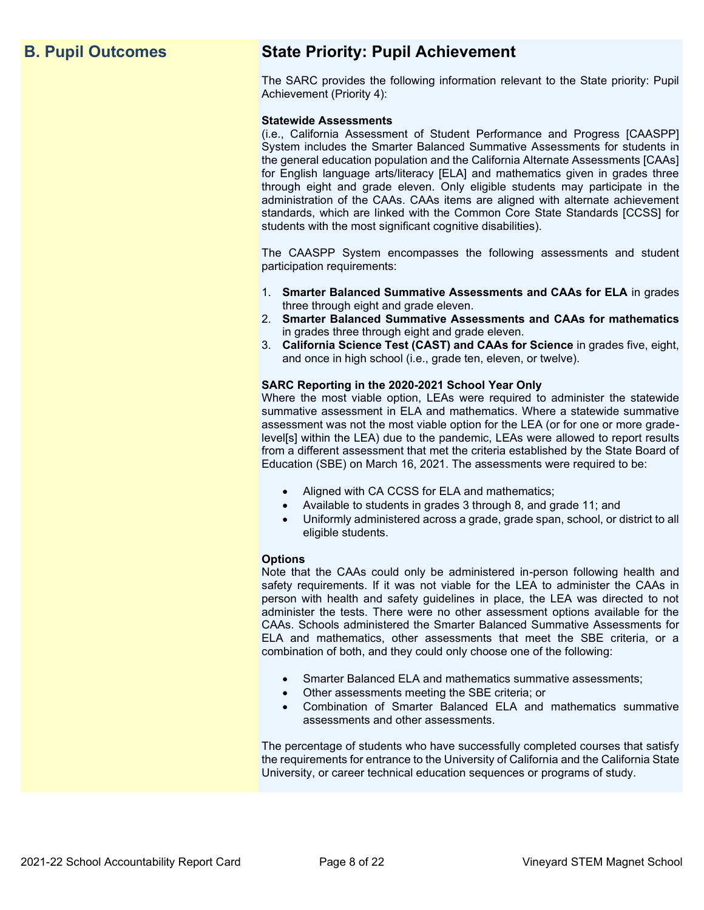## B. Pupil Outcomes

## State Priority: Pupil Achievement

The SARC provides the following information relevant to the State priority: Pupil Achievement (Priority 4):

**Statewide Assessments**
(i.e., California Assessment of Student Performance and Progress [CAASPP] System includes the Smarter Balanced Summative Assessments for students in the general education population and the California Alternate Assessments [CAAs] for English language arts/literacy [ELA] and mathematics given in grades three through eight and grade eleven. Only eligible students may participate in the administration of the CAAs. CAAs items are aligned with alternate achievement standards, which are linked with the Common Core State Standards [CCSS] for students with the most significant cognitive disabilities).

The CAASPP System encompasses the following assessments and student participation requirements:

1. **Smarter Balanced Summative Assessments and CAAs for ELA** in grades three through eight and grade eleven.
2. **Smarter Balanced Summative Assessments and CAAs for mathematics** in grades three through eight and grade eleven.
3. **California Science Test (CAST) and CAAs for Science** in grades five, eight, and once in high school (i.e., grade ten, eleven, or twelve).

**SARC Reporting in the 2020-2021 School Year Only**
Where the most viable option, LEAs were required to administer the statewide summative assessment in ELA and mathematics. Where a statewide summative assessment was not the most viable option for the LEA (or for one or more grade-level[s] within the LEA) due to the pandemic, LEAs were allowed to report results from a different assessment that met the criteria established by the State Board of Education (SBE) on March 16, 2021. The assessments were required to be:

- Aligned with CA CCSS for ELA and mathematics;
- Available to students in grades 3 through 8, and grade 11; and
- Uniformly administered across a grade, grade span, school, or district to all eligible students.

**Options**
Note that the CAAs could only be administered in-person following health and safety requirements. If it was not viable for the LEA to administer the CAAs in person with health and safety guidelines in place, the LEA was directed to not administer the tests. There were no other assessment options available for the CAAs. Schools administered the Smarter Balanced Summative Assessments for ELA and mathematics, other assessments that meet the SBE criteria, or a combination of both, and they could only choose one of the following:

- Smarter Balanced ELA and mathematics summative assessments;
- Other assessments meeting the SBE criteria; or
- Combination of Smarter Balanced ELA and mathematics summative assessments and other assessments.

The percentage of students who have successfully completed courses that satisfy the requirements for entrance to the University of California and the California State University, or career technical education sequences or programs of study.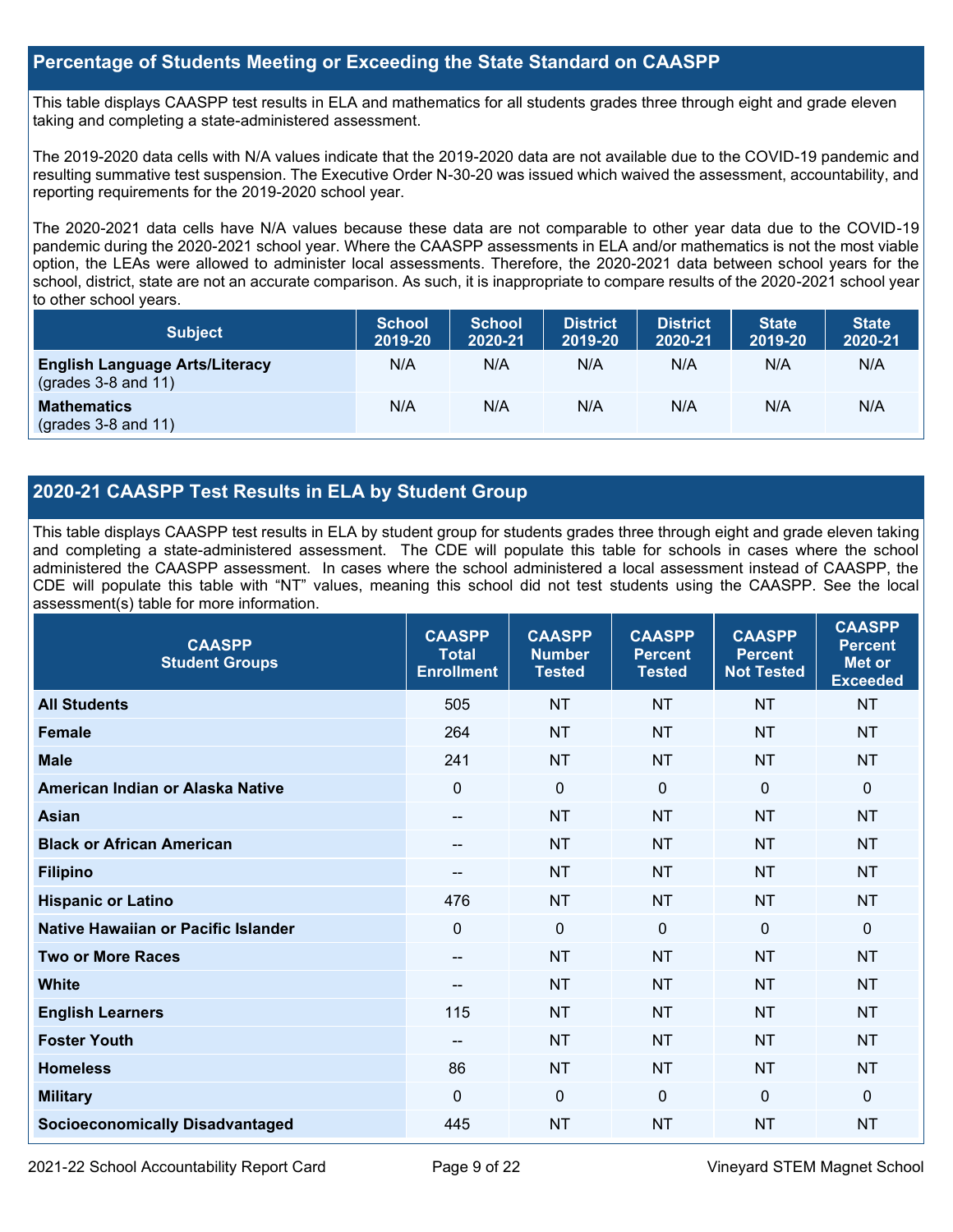## Percentage of Students Meeting or Exceeding the State Standard on CAASPP

This table displays CAASPP test results in ELA and mathematics for all students grades three through eight and grade eleven taking and completing a state-administered assessment.

The 2019-2020 data cells with N/A values indicate that the 2019-2020 data are not available due to the COVID-19 pandemic and resulting summative test suspension. The Executive Order N-30-20 was issued which waived the assessment, accountability, and reporting requirements for the 2019-2020 school year.

The 2020-2021 data cells have N/A values because these data are not comparable to other year data due to the COVID-19 pandemic during the 2020-2021 school year. Where the CAASPP assessments in ELA and/or mathematics is not the most viable option, the LEAs were allowed to administer local assessments. Therefore, the 2020-2021 data between school years for the school, district, state are not an accurate comparison. As such, it is inappropriate to compare results of the 2020-2021 school year to other school years.

| Subject | School 2019-20 | School 2020-21 | District 2019-20 | District 2020-21 | State 2019-20 | State 2020-21 |
|---|---|---|---|---|---|---|
| **English Language Arts/Literacy** (grades 3-8 and 11) | N/A | N/A | N/A | N/A | N/A | N/A |
| **Mathematics** (grades 3-8 and 11) | N/A | N/A | N/A | N/A | N/A | N/A |

## 2020-21 CAASPP Test Results in ELA by Student Group

This table displays CAASPP test results in ELA by student group for students grades three through eight and grade eleven taking and completing a state-administered assessment. The CDE will populate this table for schools in cases where the school administered the CAASPP assessment. In cases where the school administered a local assessment instead of CAASPP, the CDE will populate this table with "NT" values, meaning this school did not test students using the CAASPP. See the local assessment(s) table for more information.

| CAASPP Student Groups | CAASPP Total Enrollment | CAASPP Number Tested | CAASPP Percent Tested | CAASPP Percent Not Tested | CAASPP Percent Met or Exceeded |
|---|---|---|---|---|---|
| **All Students** | 505 | NT | NT | NT | NT |
| **Female** | 264 | NT | NT | NT | NT |
| **Male** | 241 | NT | NT | NT | NT |
| **American Indian or Alaska Native** | 0 | 0 | 0 | 0 | 0 |
| **Asian** | -- | NT | NT | NT | NT |
| **Black or African American** | -- | NT | NT | NT | NT |
| **Filipino** | -- | NT | NT | NT | NT |
| **Hispanic or Latino** | 476 | NT | NT | NT | NT |
| **Native Hawaiian or Pacific Islander** | 0 | 0 | 0 | 0 | 0 |
| **Two or More Races** | -- | NT | NT | NT | NT |
| **White** | -- | NT | NT | NT | NT |
| **English Learners** | 115 | NT | NT | NT | NT |
| **Foster Youth** | -- | NT | NT | NT | NT |
| **Homeless** | 86 | NT | NT | NT | NT |
| **Military** | 0 | 0 | 0 | 0 | 0 |
| **Socioeconomically Disadvantaged** | 445 | NT | NT | NT | NT |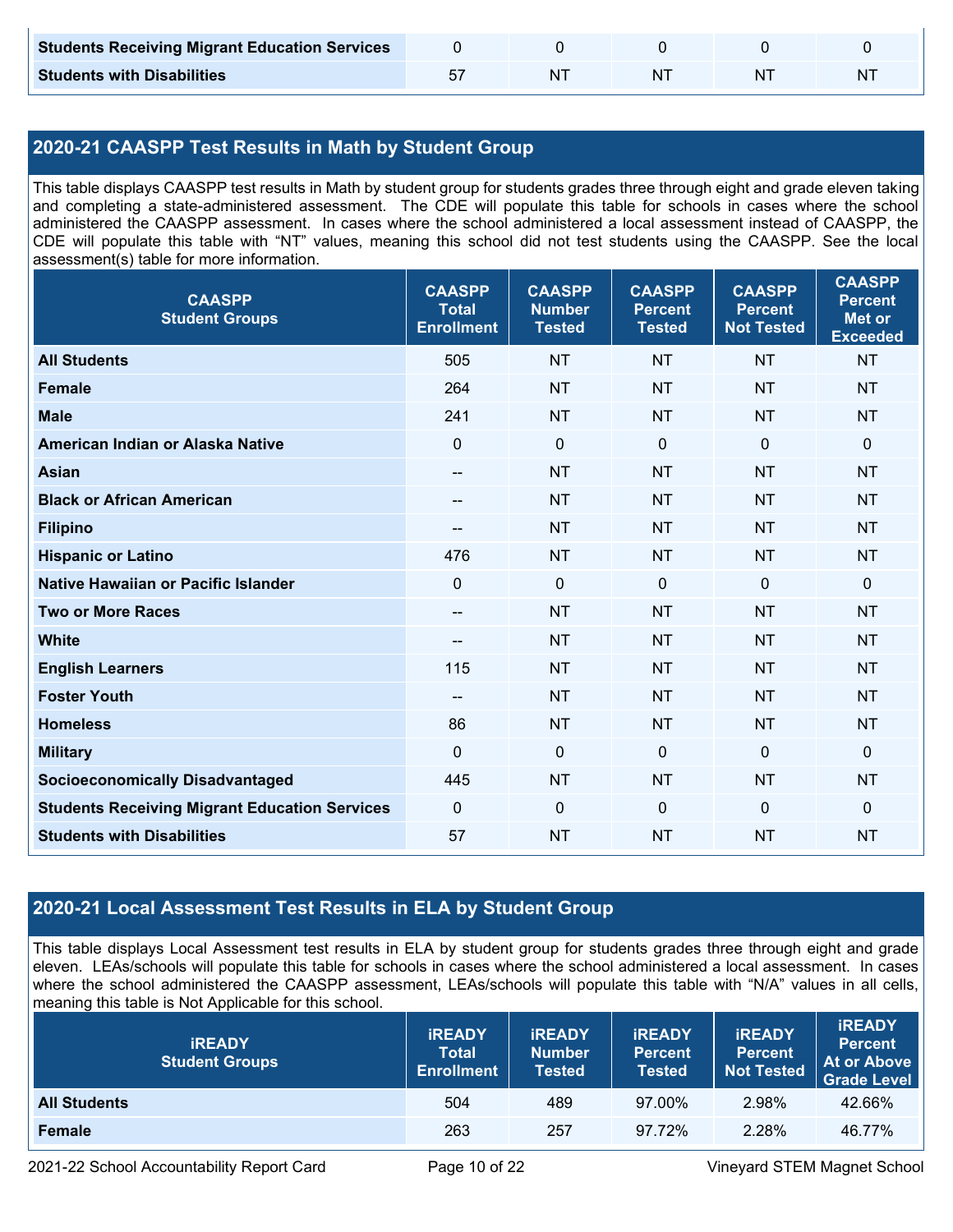| Students Receiving Migrant Education Services | 0 | 0 | 0 | 0 | 0 |
|---|---|---|---|---|---|
| **Students with Disabilities** | 57 | NT | NT | NT | NT |

## 2020-21 CAASPP Test Results in Math by Student Group

This table displays CAASPP test results in Math by student group for students grades three through eight and grade eleven taking and completing a state-administered assessment. The CDE will populate this table for schools in cases where the school administered the CAASPP assessment. In cases where the school administered a local assessment instead of CAASPP, the CDE will populate this table with "NT" values, meaning this school did not test students using the CAASPP. See the local assessment(s) table for more information.

| CAASPP Student Groups | CAASPP Total Enrollment | CAASPP Number Tested | CAASPP Percent Tested | CAASPP Percent Not Tested | CAASPP Percent Met or Exceeded |
|---|---|---|---|---|---|
| **All Students** | 505 | NT | NT | NT | NT |
| **Female** | 264 | NT | NT | NT | NT |
| **Male** | 241 | NT | NT | NT | NT |
| **American Indian or Alaska Native** | 0 | 0 | 0 | 0 | 0 |
| **Asian** | -- | NT | NT | NT | NT |
| **Black or African American** | -- | NT | NT | NT | NT |
| **Filipino** | -- | NT | NT | NT | NT |
| **Hispanic or Latino** | 476 | NT | NT | NT | NT |
| **Native Hawaiian or Pacific Islander** | 0 | 0 | 0 | 0 | 0 |
| **Two or More Races** | -- | NT | NT | NT | NT |
| **White** | -- | NT | NT | NT | NT |
| **English Learners** | 115 | NT | NT | NT | NT |
| **Foster Youth** | -- | NT | NT | NT | NT |
| **Homeless** | 86 | NT | NT | NT | NT |
| **Military** | 0 | 0 | 0 | 0 | 0 |
| **Socioeconomically Disadvantaged** | 445 | NT | NT | NT | NT |
| **Students Receiving Migrant Education Services** | 0 | 0 | 0 | 0 | 0 |
| **Students with Disabilities** | 57 | NT | NT | NT | NT |

## 2020-21 Local Assessment Test Results in ELA by Student Group

This table displays Local Assessment test results in ELA by student group for students grades three through eight and grade eleven. LEAs/schools will populate this table for schools in cases where the school administered a local assessment. In cases where the school administered the CAASPP assessment, LEAs/schools will populate this table with "N/A" values in all cells, meaning this table is Not Applicable for this school.

| iREADY Student Groups | iREADY Total Enrollment | iREADY Number Tested | iREADY Percent Tested | iREADY Percent Not Tested | iREADY Percent At or Above Grade Level |
|---|---|---|---|---|---|
| **All Students** | 504 | 489 | 97.00% | 2.98% | 42.66% |
| **Female** | 263 | 257 | 97.72% | 2.28% | 46.77% |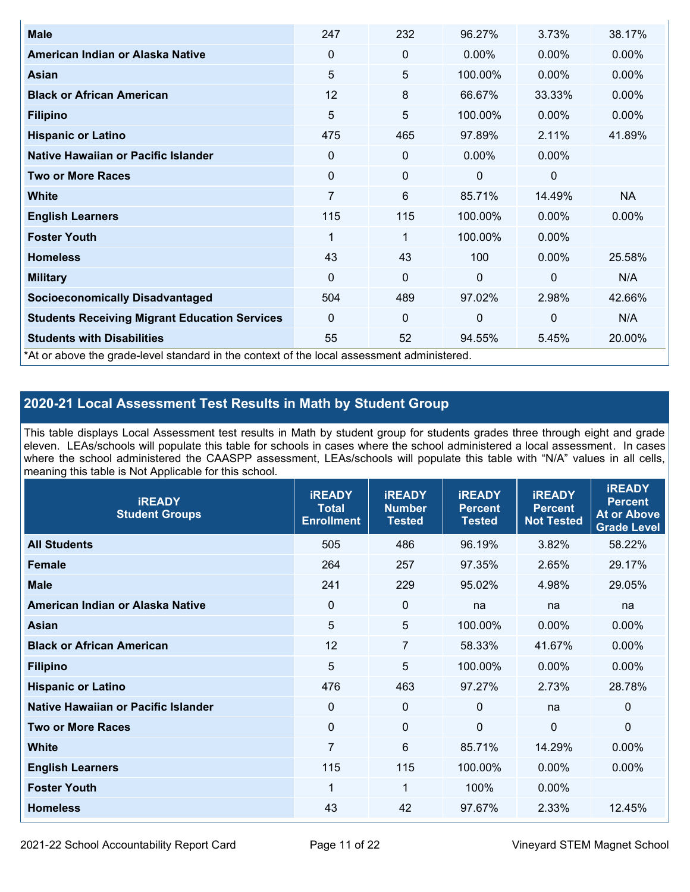| Male | 247 | 232 | 96.27% | 3.73% | 38.17% |
|---|---|---|---|---|---|
| American Indian or Alaska Native | 0 | 0 | 0.00% | 0.00% | 0.00% |
| Asian | 5 | 5 | 100.00% | 0.00% | 0.00% |
| Black or African American | 12 | 8 | 66.67% | 33.33% | 0.00% |
| Filipino | 5 | 5 | 100.00% | 0.00% | 0.00% |
| Hispanic or Latino | 475 | 465 | 97.89% | 2.11% | 41.89% |
| Native Hawaiian or Pacific Islander | 0 | 0 | 0.00% | 0.00% | |
| Two or More Races | 0 | 0 | 0 | 0 | |
| White | 7 | 6 | 85.71% | 14.49% | NA |
| English Learners | 115 | 115 | 100.00% | 0.00% | 0.00% |
| Foster Youth | 1 | 1 | 100.00% | 0.00% | |
| Homeless | 43 | 43 | 100 | 0.00% | 25.58% |
| Military | 0 | 0 | 0 | 0 | N/A |
| Socioeconomically Disadvantaged | 504 | 489 | 97.02% | 2.98% | 42.66% |
| Students Receiving Migrant Education Services | 0 | 0 | 0 | 0 | N/A |
| Students with Disabilities | 55 | 52 | 94.55% | 5.45% | 20.00% |

*At or above the grade-level standard in the context of the local assessment administered.

## 2020-21 Local Assessment Test Results in Math by Student Group

This table displays Local Assessment test results in Math by student group for students grades three through eight and grade eleven. LEAs/schools will populate this table for schools in cases where the school administered a local assessment. In cases where the school administered the CAASPP assessment, LEAs/schools will populate this table with "N/A" values in all cells, meaning this table is Not Applicable for this school.

| iREADY Student Groups | iREADY Total Enrollment | iREADY Number Tested | iREADY Percent Tested | iREADY Percent Not Tested | iREADY Percent At or Above Grade Level |
|---|---|---|---|---|---|
| All Students | 505 | 486 | 96.19% | 3.82% | 58.22% |
| Female | 264 | 257 | 97.35% | 2.65% | 29.17% |
| Male | 241 | 229 | 95.02% | 4.98% | 29.05% |
| American Indian or Alaska Native | 0 | 0 | na | na | na |
| Asian | 5 | 5 | 100.00% | 0.00% | 0.00% |
| Black or African American | 12 | 7 | 58.33% | 41.67% | 0.00% |
| Filipino | 5 | 5 | 100.00% | 0.00% | 0.00% |
| Hispanic or Latino | 476 | 463 | 97.27% | 2.73% | 28.78% |
| Native Hawaiian or Pacific Islander | 0 | 0 | 0 | na | 0 |
| Two or More Races | 0 | 0 | 0 | 0 | 0 |
| White | 7 | 6 | 85.71% | 14.29% | 0.00% |
| English Learners | 115 | 115 | 100.00% | 0.00% | 0.00% |
| Foster Youth | 1 | 1 | 100% | 0.00% | |
| Homeless | 43 | 42 | 97.67% | 2.33% | 12.45% |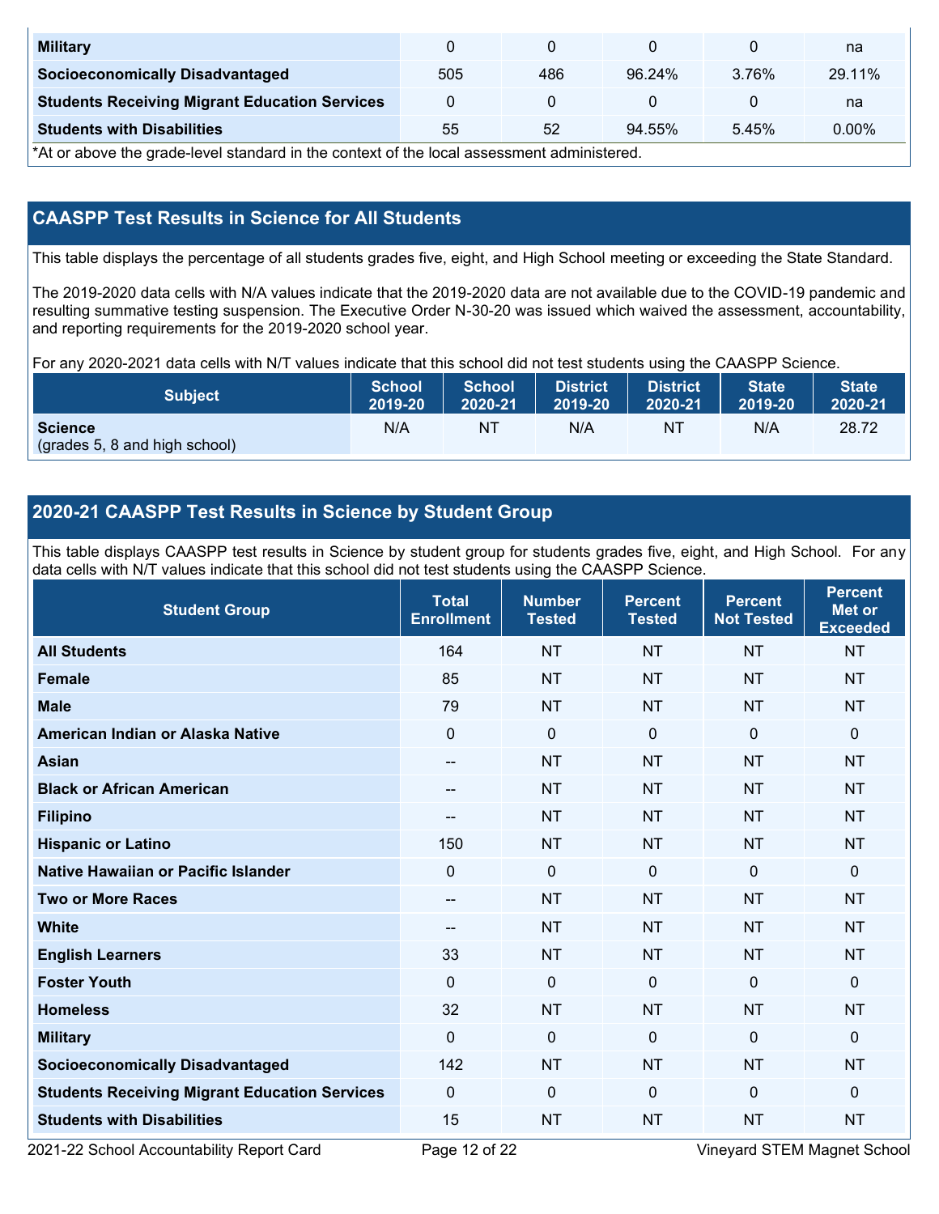| | | | | | |
|---|---|---|---|---|---|
| **Military** | 0 | 0 | 0 | 0 | na |
| **Socioeconomically Disadvantaged** | 505 | 486 | 96.24% | 3.76% | 29.11% |
| **Students Receiving Migrant Education Services** | 0 | 0 | 0 | 0 | na |
| **Students with Disabilities** | 55 | 52 | 94.55% | 5.45% | 0.00% |

*At or above the grade-level standard in the context of the local assessment administered.

## CAASPP Test Results in Science for All Students

This table displays the percentage of all students grades five, eight, and High School meeting or exceeding the State Standard.

The 2019-2020 data cells with N/A values indicate that the 2019-2020 data are not available due to the COVID-19 pandemic and resulting summative testing suspension. The Executive Order N-30-20 was issued which waived the assessment, accountability, and reporting requirements for the 2019-2020 school year.

For any 2020-2021 data cells with N/T values indicate that this school did not test students using the CAASPP Science.

| Subject | School 2019-20 | School 2020-21 | District 2019-20 | District 2020-21 | State 2019-20 | State 2020-21 |
|---|---|---|---|---|---|---|
| **Science** (grades 5, 8 and high school) | N/A | NT | N/A | NT | N/A | 28.72 |

## 2020-21 CAASPP Test Results in Science by Student Group

This table displays CAASPP test results in Science by student group for students grades five, eight, and High School. For any data cells with N/T values indicate that this school did not test students using the CAASPP Science.

| Student Group | Total Enrollment | Number Tested | Percent Tested | Percent Not Tested | Percent Met or Exceeded |
|---|---|---|---|---|---|
| **All Students** | 164 | NT | NT | NT | NT |
| **Female** | 85 | NT | NT | NT | NT |
| **Male** | 79 | NT | NT | NT | NT |
| **American Indian or Alaska Native** | 0 | 0 | 0 | 0 | 0 |
| **Asian** | -- | NT | NT | NT | NT |
| **Black or African American** | -- | NT | NT | NT | NT |
| **Filipino** | -- | NT | NT | NT | NT |
| **Hispanic or Latino** | 150 | NT | NT | NT | NT |
| **Native Hawaiian or Pacific Islander** | 0 | 0 | 0 | 0 | 0 |
| **Two or More Races** | -- | NT | NT | NT | NT |
| **White** | -- | NT | NT | NT | NT |
| **English Learners** | 33 | NT | NT | NT | NT |
| **Foster Youth** | 0 | 0 | 0 | 0 | 0 |
| **Homeless** | 32 | NT | NT | NT | NT |
| **Military** | 0 | 0 | 0 | 0 | 0 |
| **Socioeconomically Disadvantaged** | 142 | NT | NT | NT | NT |
| **Students Receiving Migrant Education Services** | 0 | 0 | 0 | 0 | 0 |
| **Students with Disabilities** | 15 | NT | NT | NT | NT |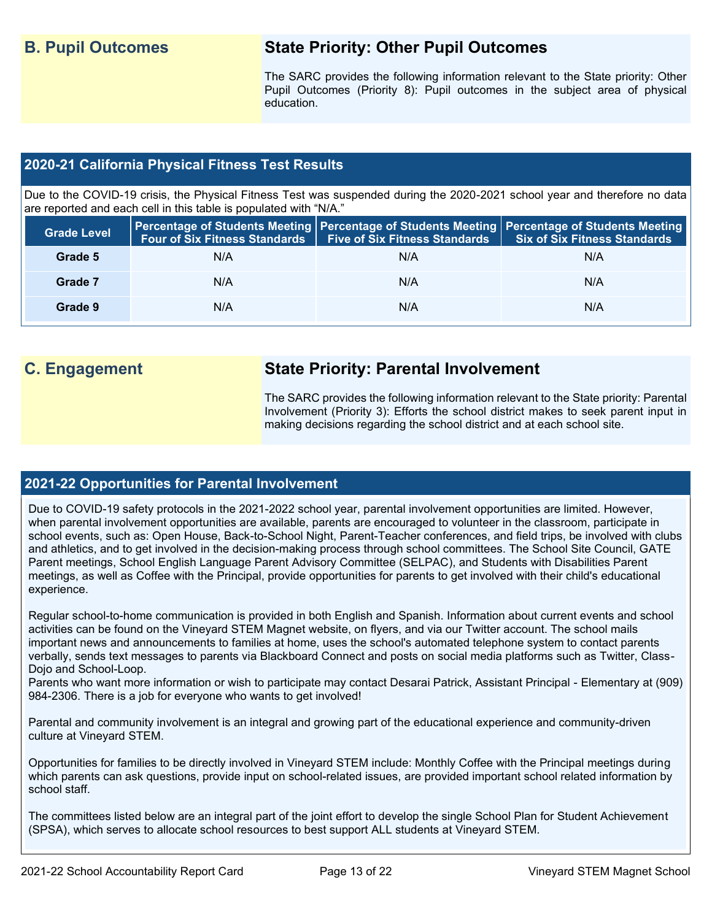## B. Pupil Outcomes

### State Priority: Other Pupil Outcomes

The SARC provides the following information relevant to the State priority: Other Pupil Outcomes (Priority 8): Pupil outcomes in the subject area of physical education.

### 2020-21 California Physical Fitness Test Results

Due to the COVID-19 crisis, the Physical Fitness Test was suspended during the 2020-2021 school year and therefore no data are reported and each cell in this table is populated with "N/A."

| Grade Level | Percentage of Students Meeting Four of Six Fitness Standards | Percentage of Students Meeting Five of Six Fitness Standards | Percentage of Students Meeting Six of Six Fitness Standards |
|---|---|---|---|
| Grade 5 | N/A | N/A | N/A |
| Grade 7 | N/A | N/A | N/A |
| Grade 9 | N/A | N/A | N/A |

## C. Engagement

### State Priority: Parental Involvement

The SARC provides the following information relevant to the State priority: Parental Involvement (Priority 3): Efforts the school district makes to seek parent input in making decisions regarding the school district and at each school site.

### 2021-22 Opportunities for Parental Involvement

Due to COVID-19 safety protocols in the 2021-2022 school year, parental involvement opportunities are limited. However, when parental involvement opportunities are available, parents are encouraged to volunteer in the classroom, participate in school events, such as: Open House, Back-to-School Night, Parent-Teacher conferences, and field trips, be involved with clubs and athletics, and to get involved in the decision-making process through school committees. The School Site Council, GATE Parent meetings, School English Language Parent Advisory Committee (SELPAC), and Students with Disabilities Parent meetings, as well as Coffee with the Principal, provide opportunities for parents to get involved with their child's educational experience.

Regular school-to-home communication is provided in both English and Spanish. Information about current events and school activities can be found on the Vineyard STEM Magnet website, on flyers, and via our Twitter account. The school mails important news and announcements to families at home, uses the school's automated telephone system to contact parents verbally, sends text messages to parents via Blackboard Connect and posts on social media platforms such as Twitter, Class-Dojo and School-Loop.
Parents who want more information or wish to participate may contact Desarai Patrick, Assistant Principal - Elementary at (909) 984-2306. There is a job for everyone who wants to get involved!

Parental and community involvement is an integral and growing part of the educational experience and community-driven culture at Vineyard STEM.

Opportunities for families to be directly involved in Vineyard STEM include: Monthly Coffee with the Principal meetings during which parents can ask questions, provide input on school-related issues, are provided important school related information by school staff.

The committees listed below are an integral part of the joint effort to develop the single School Plan for Student Achievement (SPSA), which serves to allocate school resources to best support ALL students at Vineyard STEM.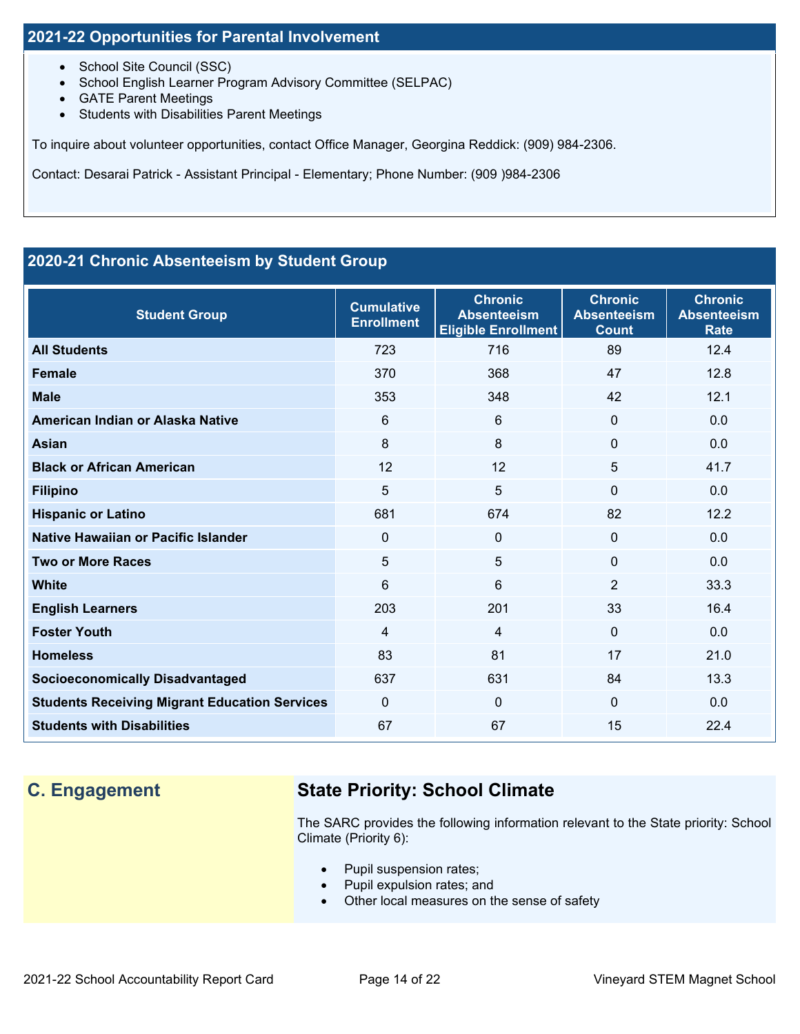## 2021-22 Opportunities for Parental Involvement

- School Site Council (SSC)
- School English Learner Program Advisory Committee (SELPAC)
- GATE Parent Meetings
- Students with Disabilities Parent Meetings

To inquire about volunteer opportunities, contact Office Manager, Georgina Reddick: (909) 984-2306.

Contact: Desarai Patrick - Assistant Principal - Elementary; Phone Number: (909 )984-2306

## 2020-21 Chronic Absenteeism by Student Group

| Student Group | Cumulative Enrollment | Chronic Absenteeism Eligible Enrollment | Chronic Absenteeism Count | Chronic Absenteeism Rate |
|---|---|---|---|---|
| **All Students** | 723 | 716 | 89 | 12.4 |
| **Female** | 370 | 368 | 47 | 12.8 |
| **Male** | 353 | 348 | 42 | 12.1 |
| **American Indian or Alaska Native** | 6 | 6 | 0 | 0.0 |
| **Asian** | 8 | 8 | 0 | 0.0 |
| **Black or African American** | 12 | 12 | 5 | 41.7 |
| **Filipino** | 5 | 5 | 0 | 0.0 |
| **Hispanic or Latino** | 681 | 674 | 82 | 12.2 |
| **Native Hawaiian or Pacific Islander** | 0 | 0 | 0 | 0.0 |
| **Two or More Races** | 5 | 5 | 0 | 0.0 |
| **White** | 6 | 6 | 2 | 33.3 |
| **English Learners** | 203 | 201 | 33 | 16.4 |
| **Foster Youth** | 4 | 4 | 0 | 0.0 |
| **Homeless** | 83 | 81 | 17 | 21.0 |
| **Socioeconomically Disadvantaged** | 637 | 631 | 84 | 13.3 |
| **Students Receiving Migrant Education Services** | 0 | 0 | 0 | 0.0 |
| **Students with Disabilities** | 67 | 67 | 15 | 22.4 |

## C. Engagement

### State Priority: School Climate

The SARC provides the following information relevant to the State priority: School Climate (Priority 6):

- Pupil suspension rates;
- Pupil expulsion rates; and
- Other local measures on the sense of safety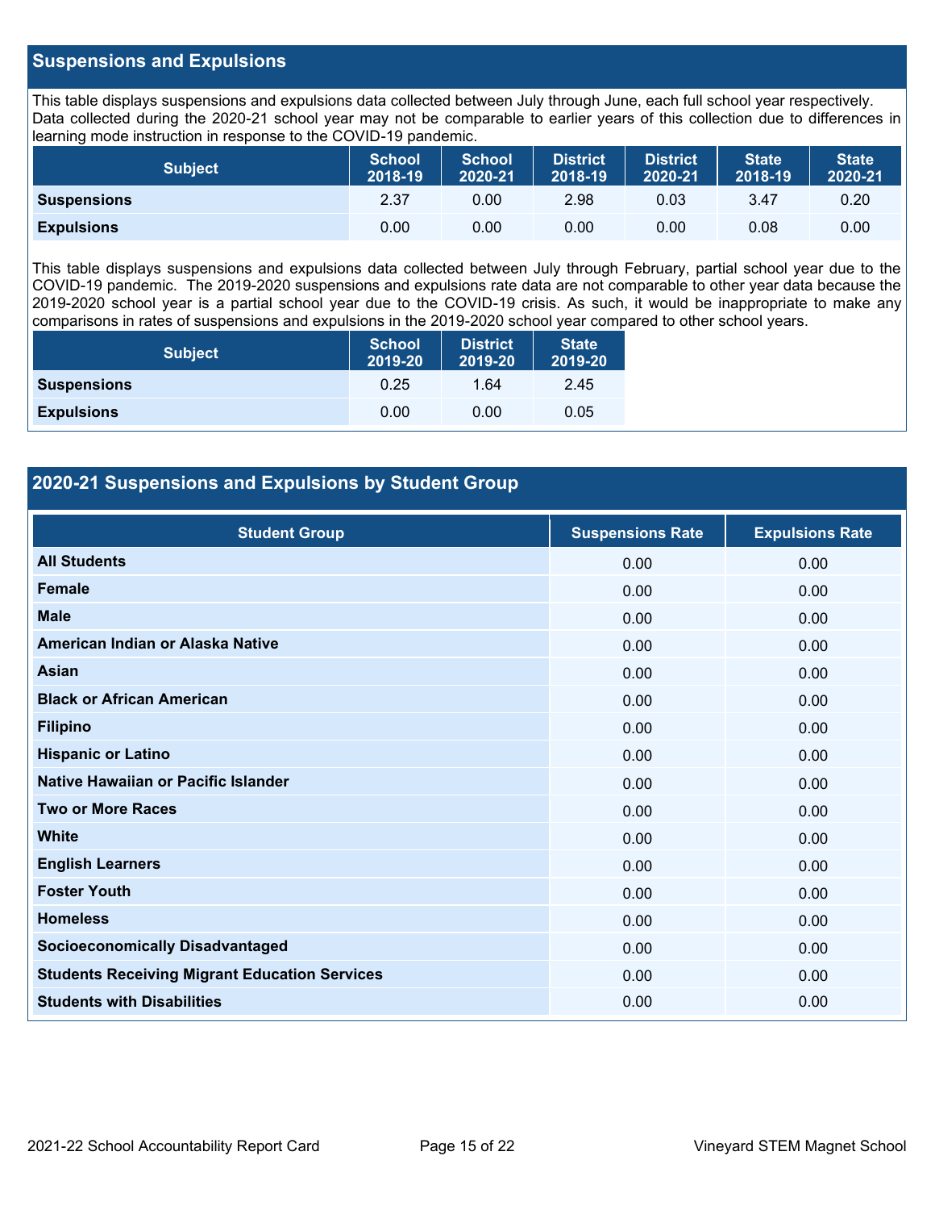## Suspensions and Expulsions

This table displays suspensions and expulsions data collected between July through June, each full school year respectively. Data collected during the 2020-21 school year may not be comparable to earlier years of this collection due to differences in learning mode instruction in response to the COVID-19 pandemic.

| Subject | School 2018-19 | School 2020-21 | District 2018-19 | District 2020-21 | State 2018-19 | State 2020-21 |
|---|---|---|---|---|---|---|
| **Suspensions** | 2.37 | 0.00 | 2.98 | 0.03 | 3.47 | 0.20 |
| **Expulsions** | 0.00 | 0.00 | 0.00 | 0.00 | 0.08 | 0.00 |

This table displays suspensions and expulsions data collected between July through February, partial school year due to the COVID-19 pandemic. The 2019-2020 suspensions and expulsions rate data are not comparable to other year data because the 2019-2020 school year is a partial school year due to the COVID-19 crisis. As such, it would be inappropriate to make any comparisons in rates of suspensions and expulsions in the 2019-2020 school year compared to other school years.

| Subject | School 2019-20 | District 2019-20 | State 2019-20 |
|---|---|---|---|
| **Suspensions** | 0.25 | 1.64 | 2.45 |
| **Expulsions** | 0.00 | 0.00 | 0.05 |

## 2020-21 Suspensions and Expulsions by Student Group

| Student Group | Suspensions Rate | Expulsions Rate |
|---|---|---|
| **All Students** | 0.00 | 0.00 |
| **Female** | 0.00 | 0.00 |
| **Male** | 0.00 | 0.00 |
| **American Indian or Alaska Native** | 0.00 | 0.00 |
| **Asian** | 0.00 | 0.00 |
| **Black or African American** | 0.00 | 0.00 |
| **Filipino** | 0.00 | 0.00 |
| **Hispanic or Latino** | 0.00 | 0.00 |
| **Native Hawaiian or Pacific Islander** | 0.00 | 0.00 |
| **Two or More Races** | 0.00 | 0.00 |
| **White** | 0.00 | 0.00 |
| **English Learners** | 0.00 | 0.00 |
| **Foster Youth** | 0.00 | 0.00 |
| **Homeless** | 0.00 | 0.00 |
| **Socioeconomically Disadvantaged** | 0.00 | 0.00 |
| **Students Receiving Migrant Education Services** | 0.00 | 0.00 |
| **Students with Disabilities** | 0.00 | 0.00 |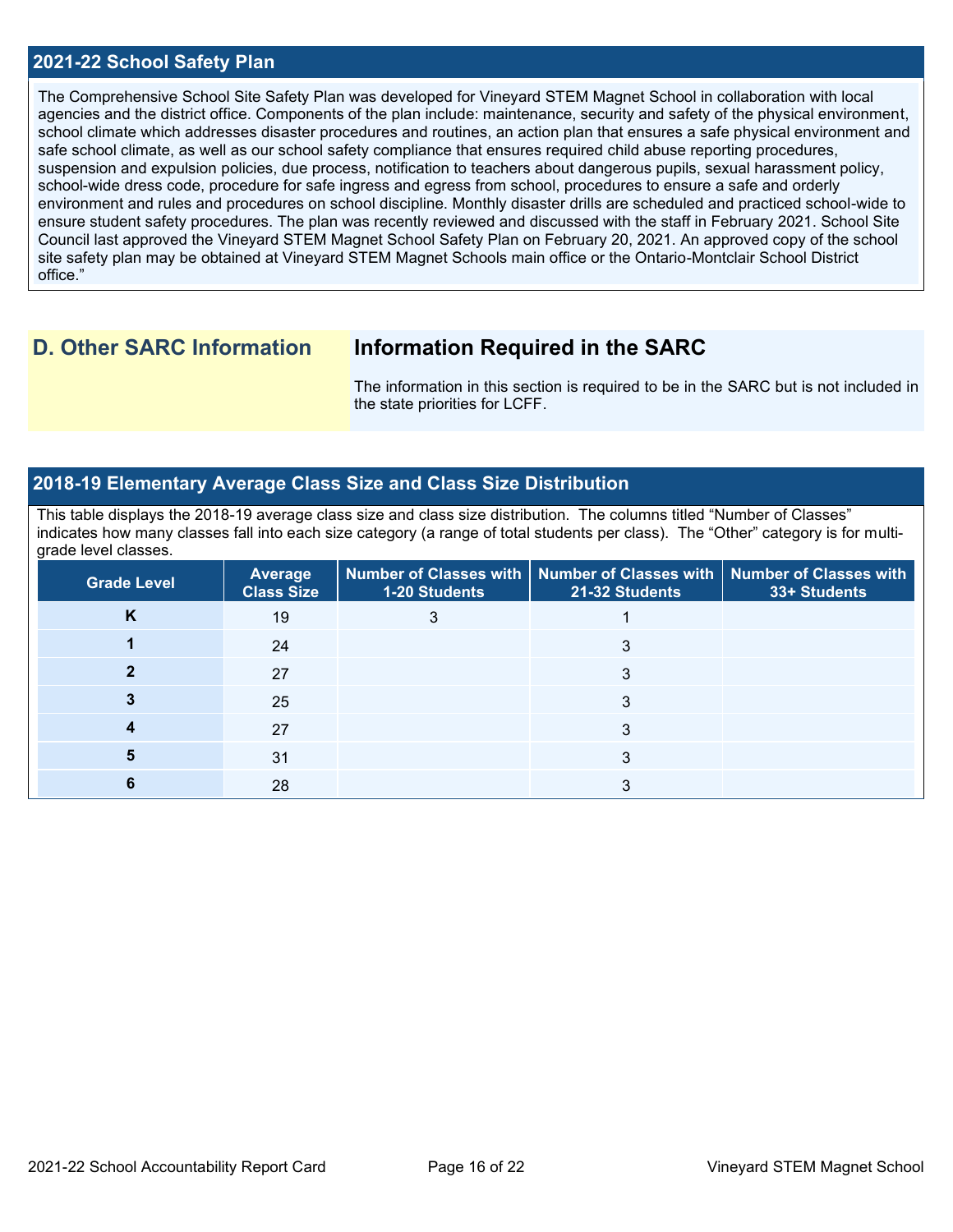## 2021-22 School Safety Plan

The Comprehensive School Site Safety Plan was developed for Vineyard STEM Magnet School in collaboration with local agencies and the district office. Components of the plan include: maintenance, security and safety of the physical environment, school climate which addresses disaster procedures and routines, an action plan that ensures a safe physical environment and safe school climate, as well as our school safety compliance that ensures required child abuse reporting procedures, suspension and expulsion policies, due process, notification to teachers about dangerous pupils, sexual harassment policy, school-wide dress code, procedure for safe ingress and egress from school, procedures to ensure a safe and orderly environment and rules and procedures on school discipline. Monthly disaster drills are scheduled and practiced school-wide to ensure student safety procedures. The plan was recently reviewed and discussed with the staff in February 2021. School Site Council last approved the Vineyard STEM Magnet School Safety Plan on February 20, 2021. An approved copy of the school site safety plan may be obtained at Vineyard STEM Magnet Schools main office or the Ontario-Montclair School District office."

## D. Other SARC Information

## Information Required in the SARC

The information in this section is required to be in the SARC but is not included in the state priorities for LCFF.

## 2018-19 Elementary Average Class Size and Class Size Distribution

This table displays the 2018-19 average class size and class size distribution. The columns titled "Number of Classes" indicates how many classes fall into each size category (a range of total students per class). The "Other" category is for multi-grade level classes.

| Grade Level | Average Class Size | Number of Classes with 1-20 Students | Number of Classes with 21-32 Students | Number of Classes with 33+ Students |
|---|---|---|---|---|
| K | 19 | 3 | 1 | |
| 1 | 24 | | 3 | |
| 2 | 27 | | 3 | |
| 3 | 25 | | 3 | |
| 4 | 27 | | 3 | |
| 5 | 31 | | 3 | |
| 6 | 28 | | 3 | |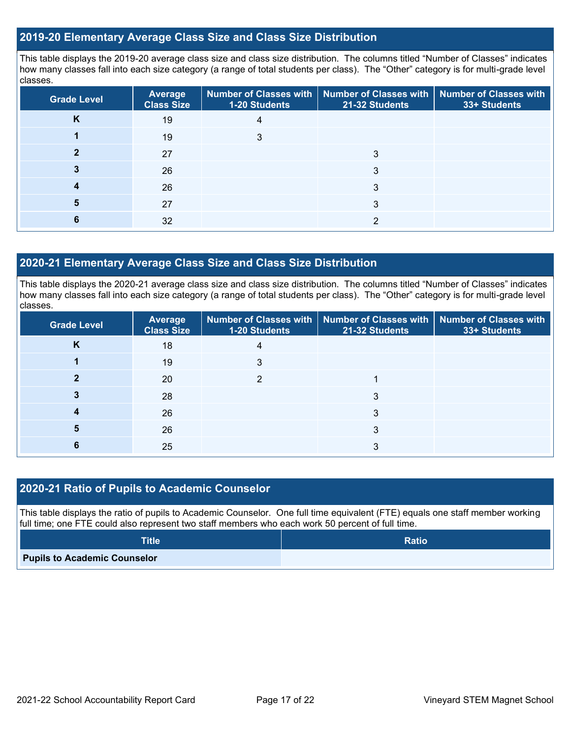## 2019-20 Elementary Average Class Size and Class Size Distribution

This table displays the 2019-20 average class size and class size distribution. The columns titled "Number of Classes" indicates how many classes fall into each size category (a range of total students per class). The "Other" category is for multi-grade level classes.

| Grade Level | Average Class Size | Number of Classes with 1-20 Students | Number of Classes with 21-32 Students | Number of Classes with 33+ Students |
|---|---|---|---|---|
| K | 19 | 4 | | |
| 1 | 19 | 3 | | |
| 2 | 27 | | 3 | |
| 3 | 26 | | 3 | |
| 4 | 26 | | 3 | |
| 5 | 27 | | 3 | |
| 6 | 32 | | 2 | |

## 2020-21 Elementary Average Class Size and Class Size Distribution

This table displays the 2020-21 average class size and class size distribution. The columns titled "Number of Classes" indicates how many classes fall into each size category (a range of total students per class). The "Other" category is for multi-grade level classes.

| Grade Level | Average Class Size | Number of Classes with 1-20 Students | Number of Classes with 21-32 Students | Number of Classes with 33+ Students |
|---|---|---|---|---|
| K | 18 | 4 | | |
| 1 | 19 | 3 | | |
| 2 | 20 | 2 | 1 | |
| 3 | 28 | | 3 | |
| 4 | 26 | | 3 | |
| 5 | 26 | | 3 | |
| 6 | 25 | | 3 | |

## 2020-21 Ratio of Pupils to Academic Counselor

This table displays the ratio of pupils to Academic Counselor. One full time equivalent (FTE) equals one staff member working full time; one FTE could also represent two staff members who each work 50 percent of full time.

| Title | Ratio |
|---|---|
| **Pupils to Academic Counselor** | |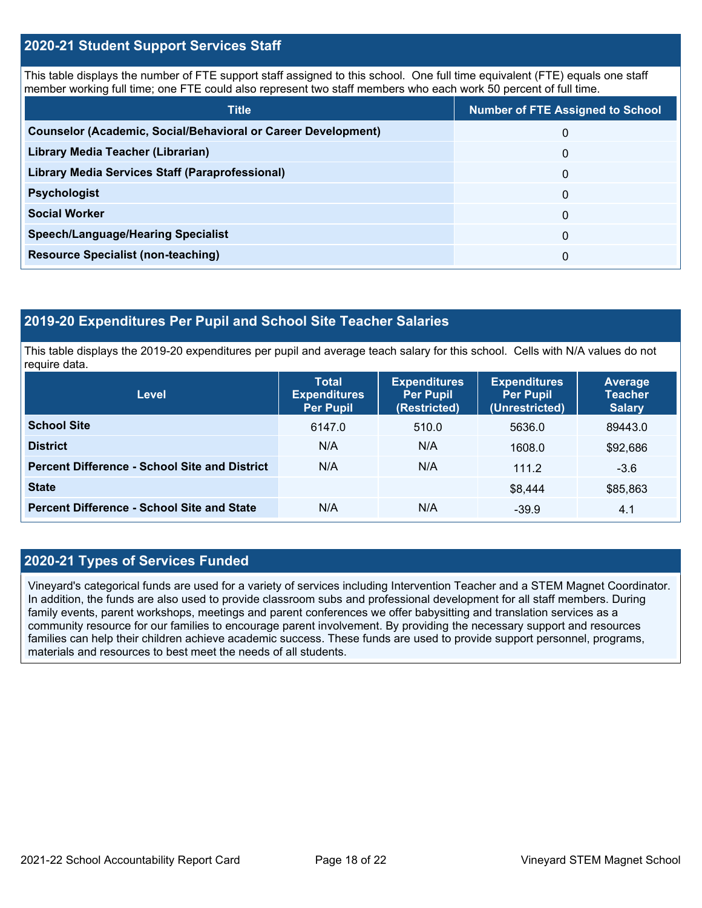## 2020-21 Student Support Services Staff

This table displays the number of FTE support staff assigned to this school. One full time equivalent (FTE) equals one staff member working full time; one FTE could also represent two staff members who each work 50 percent of full time.

| Title | Number of FTE Assigned to School |
|---|---|
| **Counselor (Academic, Social/Behavioral or Career Development)** | 0 |
| **Library Media Teacher (Librarian)** | 0 |
| **Library Media Services Staff (Paraprofessional)** | 0 |
| **Psychologist** | 0 |
| **Social Worker** | 0 |
| **Speech/Language/Hearing Specialist** | 0 |
| **Resource Specialist (non-teaching)** | 0 |

## 2019-20 Expenditures Per Pupil and School Site Teacher Salaries

This table displays the 2019-20 expenditures per pupil and average teach salary for this school. Cells with N/A values do not require data.

| Level | Total Expenditures Per Pupil | Expenditures Per Pupil (Restricted) | Expenditures Per Pupil (Unrestricted) | Average Teacher Salary |
|---|---|---|---|---|
| **School Site** | 6147.0 | 510.0 | 5636.0 | 89443.0 |
| **District** | N/A | N/A | 1608.0 | $92,686 |
| **Percent Difference - School Site and District** | N/A | N/A | 111.2 | -3.6 |
| **State** | | | $8,444 | $85,863 |
| **Percent Difference - School Site and State** | N/A | N/A | -39.9 | 4.1 |

## 2020-21 Types of Services Funded

Vineyard's categorical funds are used for a variety of services including Intervention Teacher and a STEM Magnet Coordinator. In addition, the funds are also used to provide classroom subs and professional development for all staff members. During family events, parent workshops, meetings and parent conferences we offer babysitting and translation services as a community resource for our families to encourage parent involvement. By providing the necessary support and resources families can help their children achieve academic success. These funds are used to provide support personnel, programs, materials and resources to best meet the needs of all students.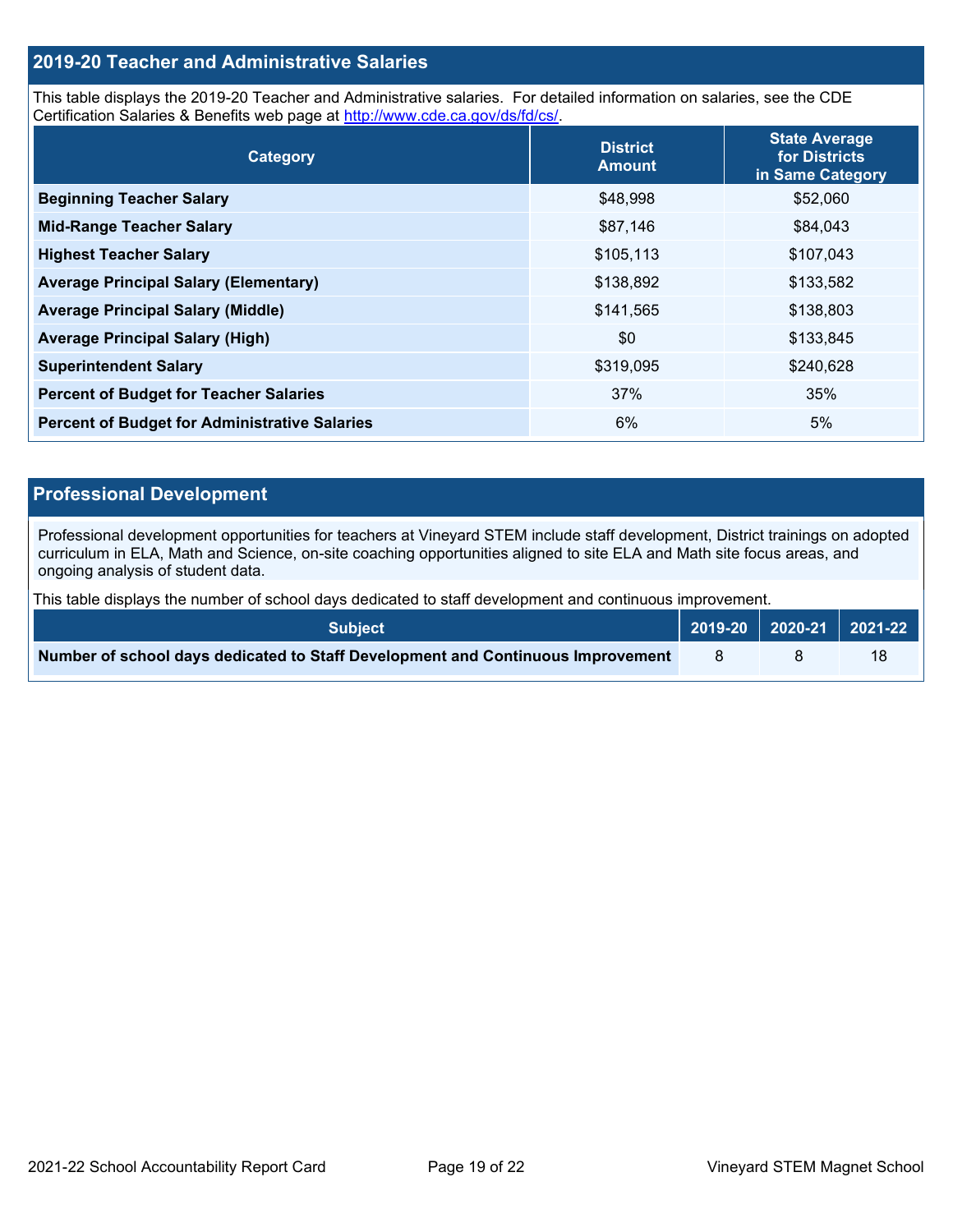## 2019-20 Teacher and Administrative Salaries

This table displays the 2019-20 Teacher and Administrative salaries. For detailed information on salaries, see the CDE Certification Salaries & Benefits web page at http://www.cde.ca.gov/ds/fd/cs/.

| Category | District Amount | State Average for Districts in Same Category |
|---|---|---|
| **Beginning Teacher Salary** | $48,998 | $52,060 |
| **Mid-Range Teacher Salary** | $87,146 | $84,043 |
| **Highest Teacher Salary** | $105,113 | $107,043 |
| **Average Principal Salary (Elementary)** | $138,892 | $133,582 |
| **Average Principal Salary (Middle)** | $141,565 | $138,803 |
| **Average Principal Salary (High)** | $0 | $133,845 |
| **Superintendent Salary** | $319,095 | $240,628 |
| **Percent of Budget for Teacher Salaries** | 37% | 35% |
| **Percent of Budget for Administrative Salaries** | 6% | 5% |

## Professional Development

Professional development opportunities for teachers at Vineyard STEM include staff development, District trainings on adopted curriculum in ELA, Math and Science, on-site coaching opportunities aligned to site ELA and Math site focus areas, and ongoing analysis of student data.

This table displays the number of school days dedicated to staff development and continuous improvement.

| Subject | 2019-20 | 2020-21 | 2021-22 |
|---|---|---|---|
| **Number of school days dedicated to Staff Development and Continuous Improvement** | 8 | 8 | 18 |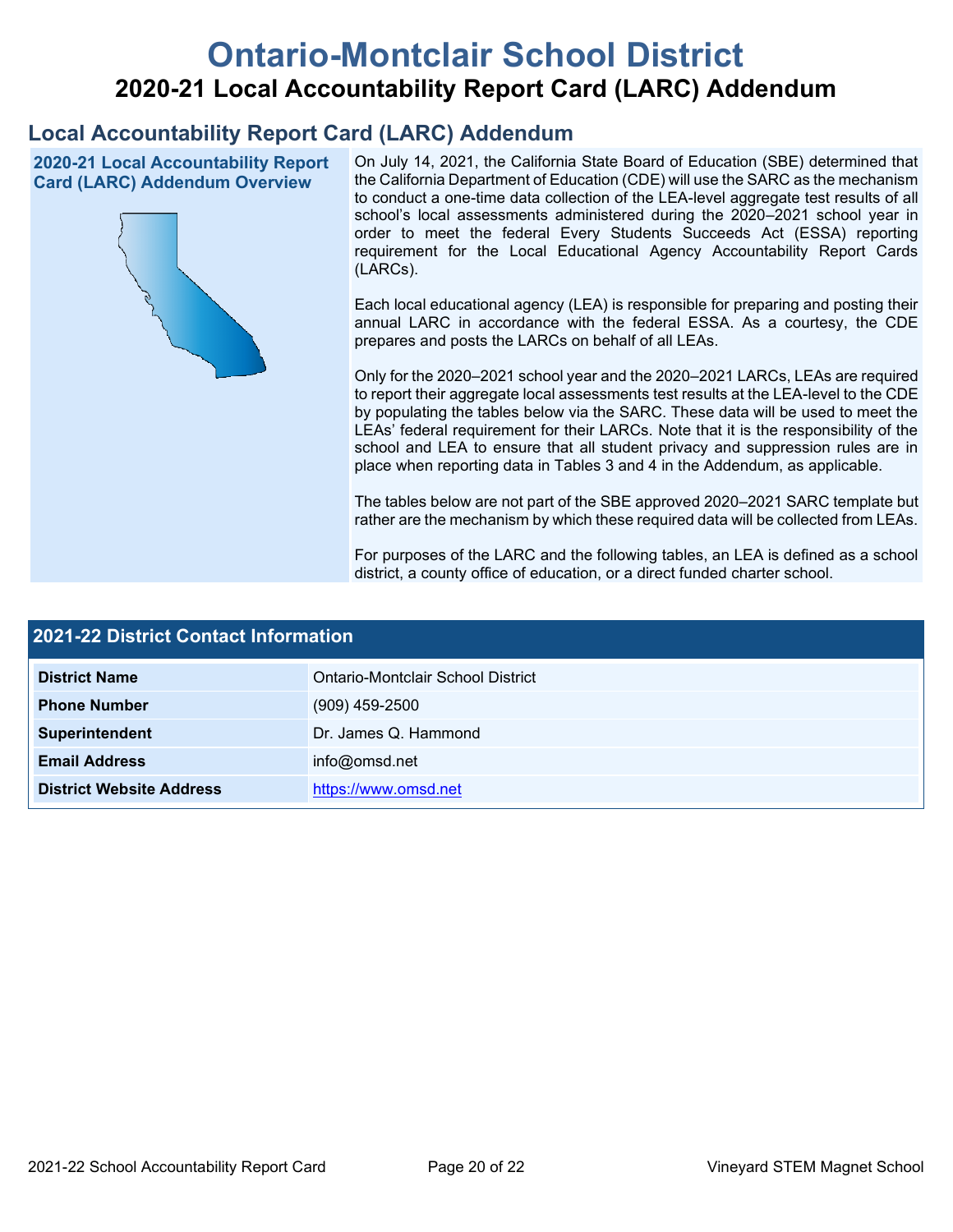# Ontario-Montclair School District

## 2020-21 Local Accountability Report Card (LARC) Addendum

## Local Accountability Report Card (LARC) Addendum

### 2020-21 Local Accountability Report Card (LARC) Addendum Overview

On July 14, 2021, the California State Board of Education (SBE) determined that the California Department of Education (CDE) will use the SARC as the mechanism to conduct a one-time data collection of the LEA-level aggregate test results of all school's local assessments administered during the 2020–2021 school year in order to meet the federal Every Students Succeeds Act (ESSA) reporting requirement for the Local Educational Agency Accountability Report Cards (LARCs).

Each local educational agency (LEA) is responsible for preparing and posting their annual LARC in accordance with the federal ESSA. As a courtesy, the CDE prepares and posts the LARCs on behalf of all LEAs.

Only for the 2020–2021 school year and the 2020–2021 LARCs, LEAs are required to report their aggregate local assessments test results at the LEA-level to the CDE by populating the tables below via the SARC. These data will be used to meet the LEAs' federal requirement for their LARCs. Note that it is the responsibility of the school and LEA to ensure that all student privacy and suppression rules are in place when reporting data in Tables 3 and 4 in the Addendum, as applicable.

The tables below are not part of the SBE approved 2020–2021 SARC template but rather are the mechanism by which these required data will be collected from LEAs.

For purposes of the LARC and the following tables, an LEA is defined as a school district, a county office of education, or a direct funded charter school.

### 2021-22 District Contact Information

| 2021-22 District Contact Information | |
|---|---|
| **District Name** | Ontario-Montclair School District |
| **Phone Number** | (909) 459-2500 |
| **Superintendent** | Dr. James Q. Hammond |
| **Email Address** | info@omsd.net |
| **District Website Address** | https://www.omsd.net |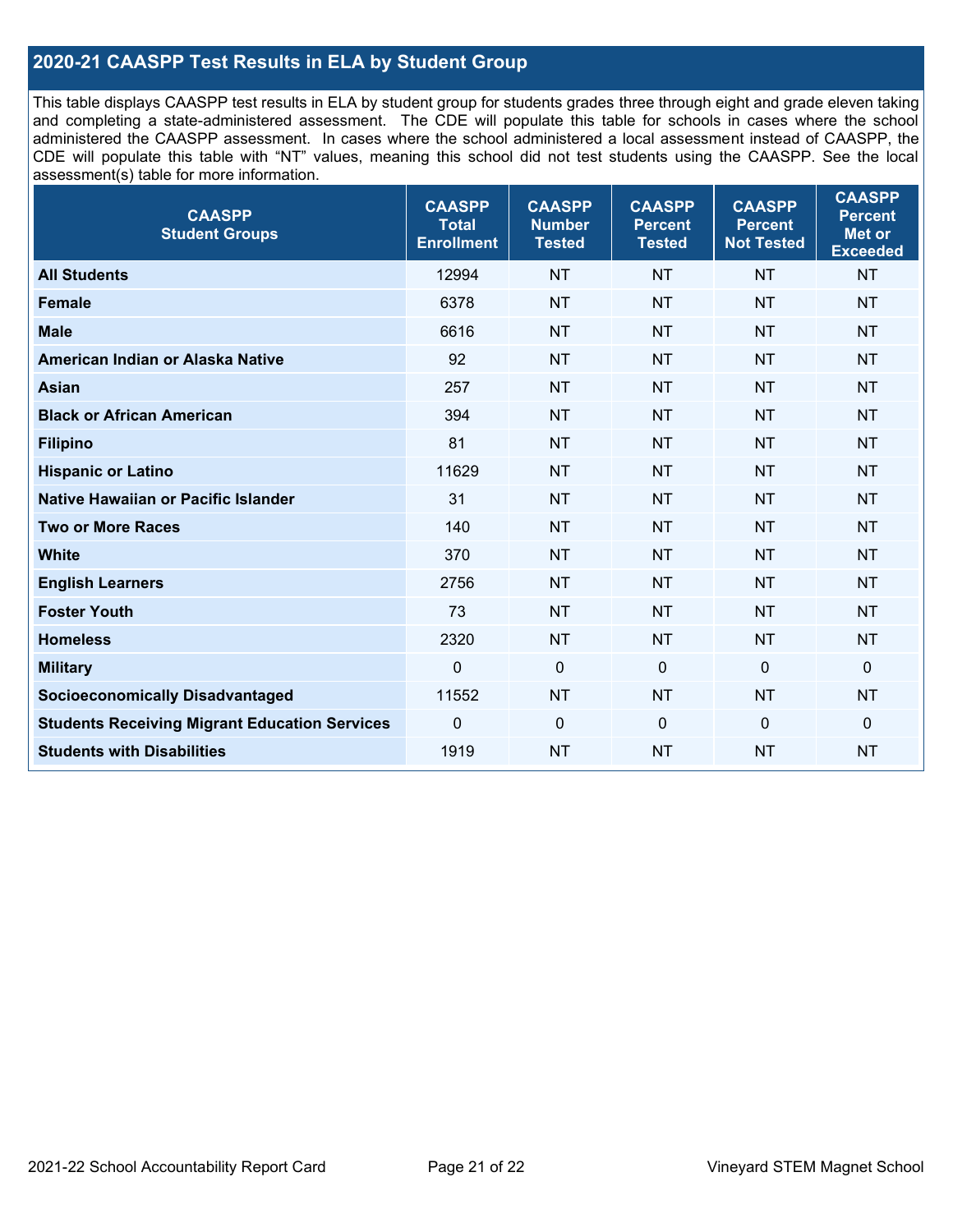## 2020-21 CAASPP Test Results in ELA by Student Group

This table displays CAASPP test results in ELA by student group for students grades three through eight and grade eleven taking and completing a state-administered assessment. The CDE will populate this table for schools in cases where the school administered the CAASPP assessment. In cases where the school administered a local assessment instead of CAASPP, the CDE will populate this table with "NT" values, meaning this school did not test students using the CAASPP. See the local assessment(s) table for more information.

| CAASPP Student Groups | CAASPP Total Enrollment | CAASPP Number Tested | CAASPP Percent Tested | CAASPP Percent Not Tested | CAASPP Percent Met or Exceeded |
|---|---|---|---|---|---|
| **All Students** | 12994 | NT | NT | NT | NT |
| **Female** | 6378 | NT | NT | NT | NT |
| **Male** | 6616 | NT | NT | NT | NT |
| **American Indian or Alaska Native** | 92 | NT | NT | NT | NT |
| **Asian** | 257 | NT | NT | NT | NT |
| **Black or African American** | 394 | NT | NT | NT | NT |
| **Filipino** | 81 | NT | NT | NT | NT |
| **Hispanic or Latino** | 11629 | NT | NT | NT | NT |
| **Native Hawaiian or Pacific Islander** | 31 | NT | NT | NT | NT |
| **Two or More Races** | 140 | NT | NT | NT | NT |
| **White** | 370 | NT | NT | NT | NT |
| **English Learners** | 2756 | NT | NT | NT | NT |
| **Foster Youth** | 73 | NT | NT | NT | NT |
| **Homeless** | 2320 | NT | NT | NT | NT |
| **Military** | 0 | 0 | 0 | 0 | 0 |
| **Socioeconomically Disadvantaged** | 11552 | NT | NT | NT | NT |
| **Students Receiving Migrant Education Services** | 0 | 0 | 0 | 0 | 0 |
| **Students with Disabilities** | 1919 | NT | NT | NT | NT |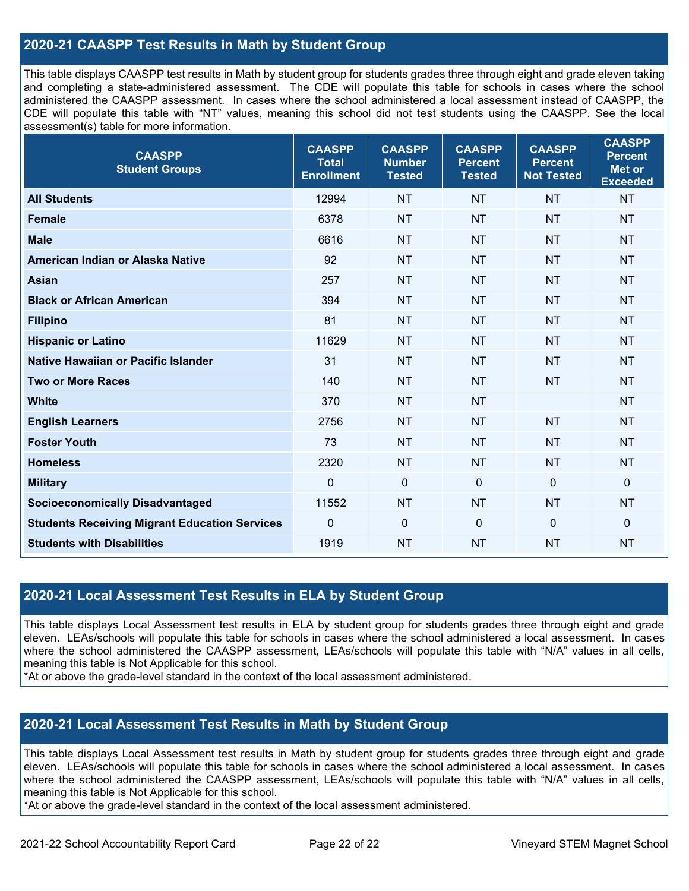## 2020-21 CAASPP Test Results in Math by Student Group

This table displays CAASPP test results in Math by student group for students grades three through eight and grade eleven taking and completing a state-administered assessment. The CDE will populate this table for schools in cases where the school administered the CAASPP assessment. In cases where the school administered a local assessment instead of CAASPP, the CDE will populate this table with "NT" values, meaning this school did not test students using the CAASPP. See the local assessment(s) table for more information.

| CAASPP Student Groups | CAASPP Total Enrollment | CAASPP Number Tested | CAASPP Percent Tested | CAASPP Percent Not Tested | CAASPP Percent Met or Exceeded |
|---|---|---|---|---|---|
| **All Students** | 12994 | NT | NT | NT | NT |
| **Female** | 6378 | NT | NT | NT | NT |
| **Male** | 6616 | NT | NT | NT | NT |
| **American Indian or Alaska Native** | 92 | NT | NT | NT | NT |
| **Asian** | 257 | NT | NT | NT | NT |
| **Black or African American** | 394 | NT | NT | NT | NT |
| **Filipino** | 81 | NT | NT | NT | NT |
| **Hispanic or Latino** | 11629 | NT | NT | NT | NT |
| **Native Hawaiian or Pacific Islander** | 31 | NT | NT | NT | NT |
| **Two or More Races** | 140 | NT | NT | NT | NT |
| **White** | 370 | NT | NT | | NT |
| **English Learners** | 2756 | NT | NT | NT | NT |
| **Foster Youth** | 73 | NT | NT | NT | NT |
| **Homeless** | 2320 | NT | NT | NT | NT |
| **Military** | 0 | 0 | 0 | 0 | 0 |
| **Socioeconomically Disadvantaged** | 11552 | NT | NT | NT | NT |
| **Students Receiving Migrant Education Services** | 0 | 0 | 0 | 0 | 0 |
| **Students with Disabilities** | 1919 | NT | NT | NT | NT |

## 2020-21 Local Assessment Test Results in ELA by Student Group

This table displays Local Assessment test results in ELA by student group for students grades three through eight and grade eleven. LEAs/schools will populate this table for schools in cases where the school administered a local assessment. In cases where the school administered the CAASPP assessment, LEAs/schools will populate this table with "N/A" values in all cells, meaning this table is Not Applicable for this school.

*At or above the grade-level standard in the context of the local assessment administered.

## 2020-21 Local Assessment Test Results in Math by Student Group

This table displays Local Assessment test results in Math by student group for students grades three through eight and grade eleven. LEAs/schools will populate this table for schools in cases where the school administered a local assessment. In cases where the school administered the CAASPP assessment, LEAs/schools will populate this table with "N/A" values in all cells, meaning this table is Not Applicable for this school.

*At or above the grade-level standard in the context of the local assessment administered.